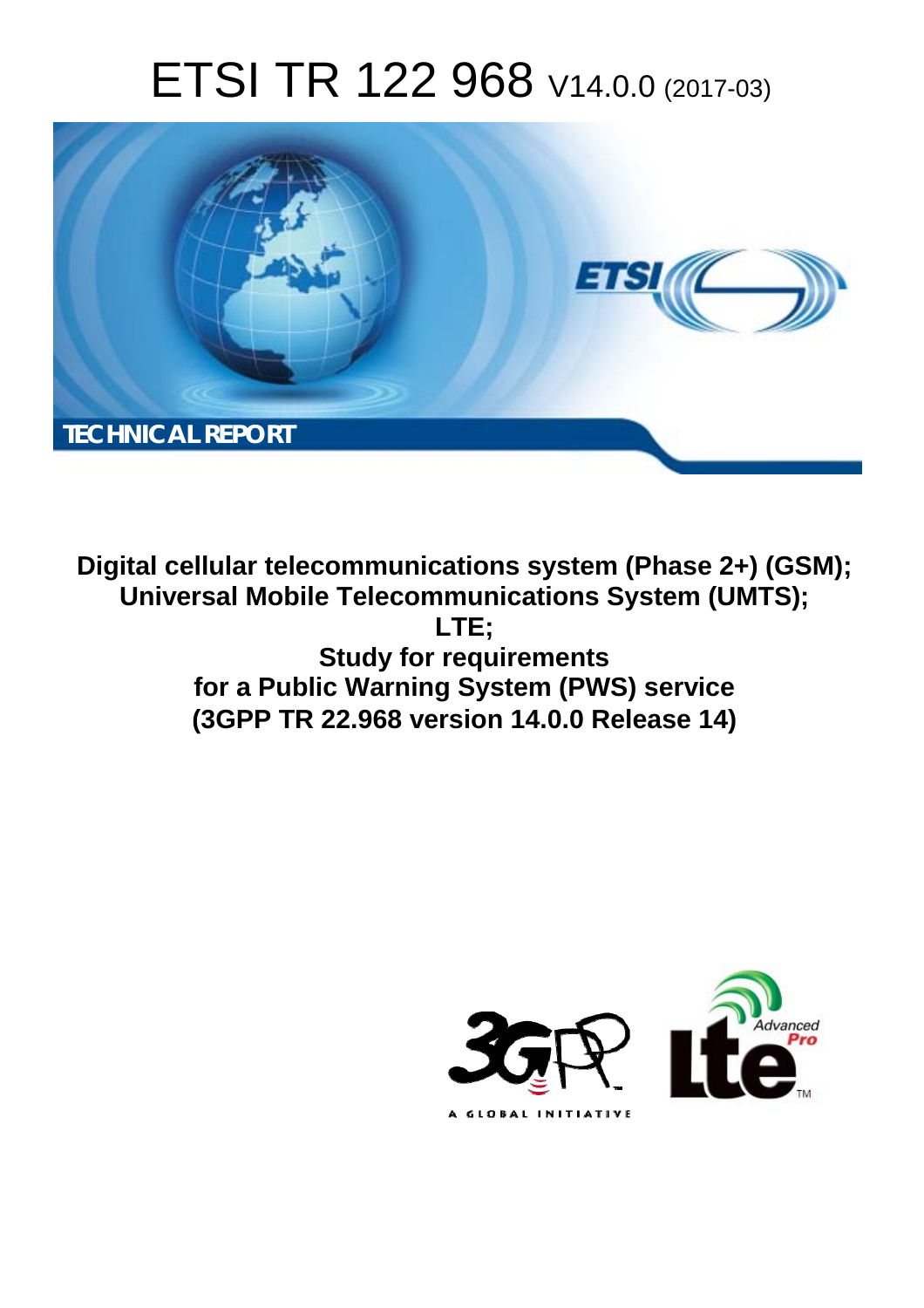# ETSI TR 122 968 V14.0.0 (2017-03)

TECHNICAL REPORT

**Digital cellular telecommunications system (Phase 2+) (GSM); Universal Mobile Telecommunications System (UMTS); LTE; Study for requirements for a Public Warning System (PWS) service (3GPP TR 22.968 version 14.0.0 Release 14)**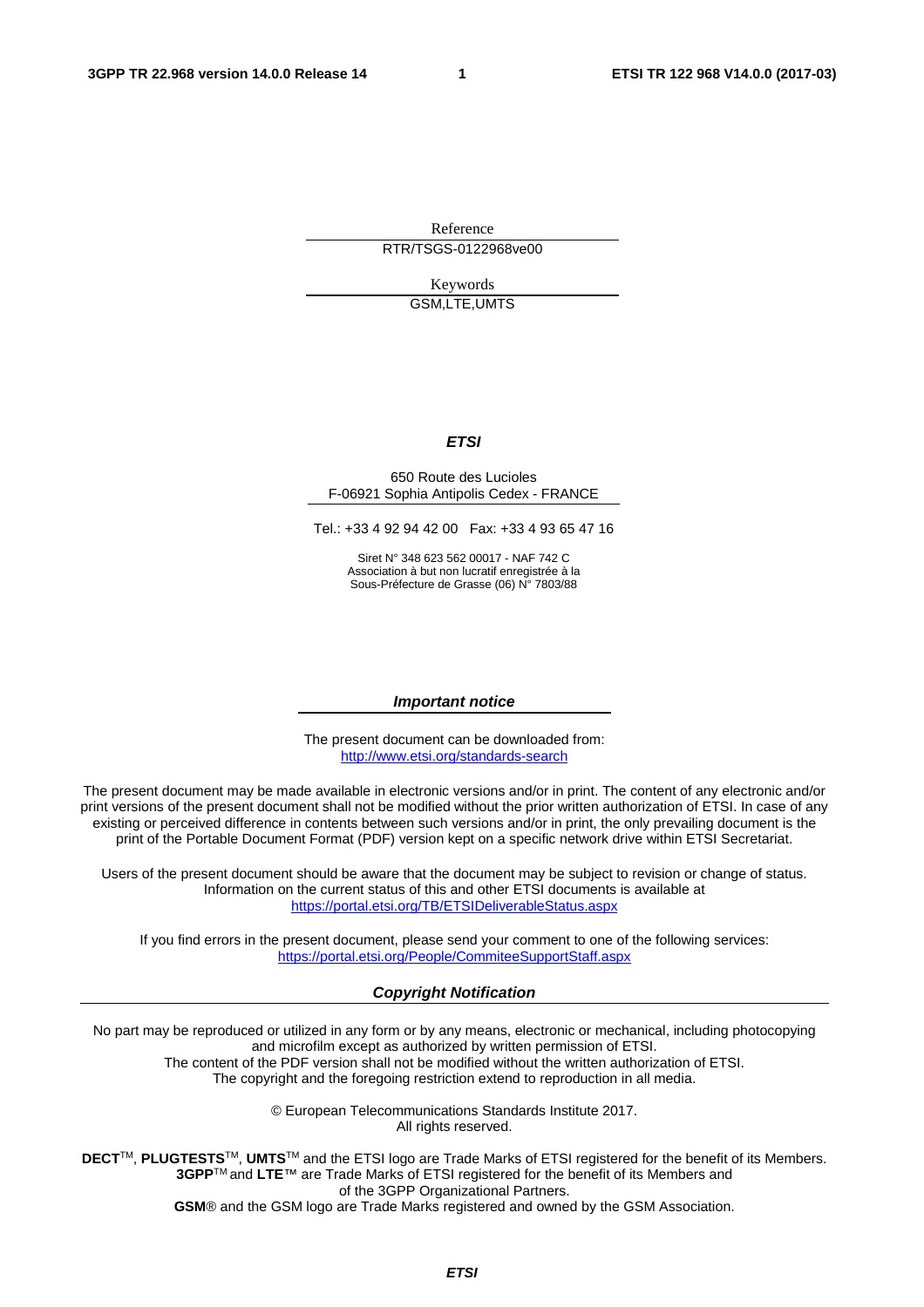Reference

RTR/TSGS-0122968ve00

Keywords

GSM,LTE,UMTS

***ETSI***

650 Route des Lucioles
F-06921 Sophia Antipolis Cedex - FRANCE

Tel.: +33 4 92 94 42 00 Fax: +33 4 93 65 47 16

Siret N° 348 623 562 00017 - NAF 742 C
Association à but non lucratif enregistrée à la
Sous-Préfecture de Grasse (06) N° 7803/88

***Important notice***

The present document can be downloaded from:
http://www.etsi.org/standards-search

The present document may be made available in electronic versions and/or in print. The content of any electronic and/or print versions of the present document shall not be modified without the prior written authorization of ETSI. In case of any existing or perceived difference in contents between such versions and/or in print, the only prevailing document is the print of the Portable Document Format (PDF) version kept on a specific network drive within ETSI Secretariat.

Users of the present document should be aware that the document may be subject to revision or change of status. Information on the current status of this and other ETSI documents is available at
https://portal.etsi.org/TB/ETSIDeliverableStatus.aspx

If you find errors in the present document, please send your comment to one of the following services:
https://portal.etsi.org/People/CommiteeSupportStaff.aspx

***Copyright Notification***

No part may be reproduced or utilized in any form or by any means, electronic or mechanical, including photocopying and microfilm except as authorized by written permission of ETSI.
The content of the PDF version shall not be modified without the written authorization of ETSI.
The copyright and the foregoing restriction extend to reproduction in all media.

© European Telecommunications Standards Institute 2017.
All rights reserved.

**DECT**™, **PLUGTESTS**™, **UMTS**™ and the ETSI logo are Trade Marks of ETSI registered for the benefit of its Members.
**3GPP**™ and **LTE**™ are Trade Marks of ETSI registered for the benefit of its Members and of the 3GPP Organizational Partners.
**GSM**® and the GSM logo are Trade Marks registered and owned by the GSM Association.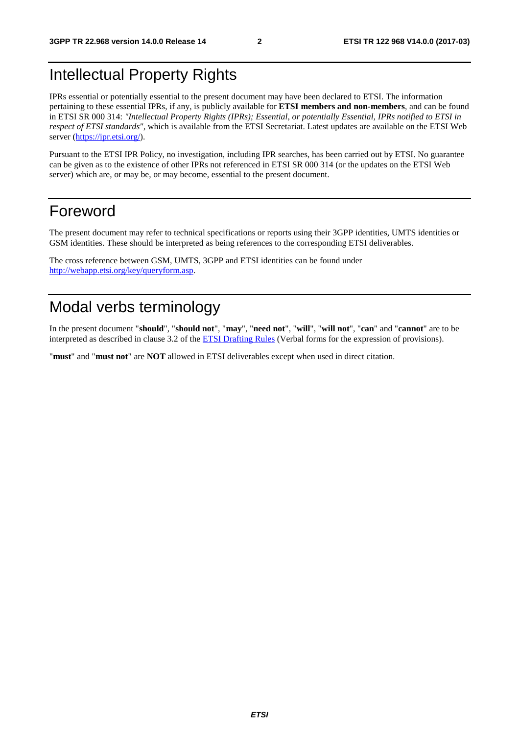# Intellectual Property Rights

IPRs essential or potentially essential to the present document may have been declared to ETSI. The information pertaining to these essential IPRs, if any, is publicly available for **ETSI members and non-members**, and can be found in ETSI SR 000 314: *"Intellectual Property Rights (IPRs); Essential, or potentially Essential, IPRs notified to ETSI in respect of ETSI standards"*, which is available from the ETSI Secretariat. Latest updates are available on the ETSI Web server (https://ipr.etsi.org/).

Pursuant to the ETSI IPR Policy, no investigation, including IPR searches, has been carried out by ETSI. No guarantee can be given as to the existence of other IPRs not referenced in ETSI SR 000 314 (or the updates on the ETSI Web server) which are, or may be, or may become, essential to the present document.

# Foreword

The present document may refer to technical specifications or reports using their 3GPP identities, UMTS identities or GSM identities. These should be interpreted as being references to the corresponding ETSI deliverables.

The cross reference between GSM, UMTS, 3GPP and ETSI identities can be found under http://webapp.etsi.org/key/queryform.asp.

# Modal verbs terminology

In the present document "**should**", "**should not**", "**may**", "**need not**", "**will**", "**will not**", "**can**" and "**cannot**" are to be interpreted as described in clause 3.2 of the ETSI Drafting Rules (Verbal forms for the expression of provisions).

"**must**" and "**must not**" are **NOT** allowed in ETSI deliverables except when used in direct citation.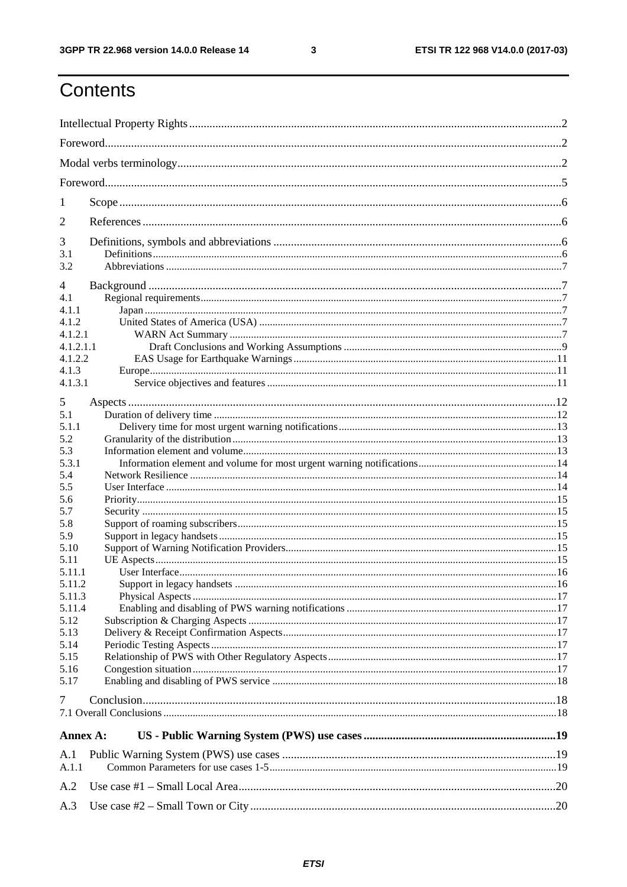# Contents

Intellectual Property Rights ... 2

Foreword ... 2

Modal verbs terminology ... 2

Foreword ... 5

1 Scope ... 6

2 References ... 6

3 Definitions, symbols and abbreviations ... 6

3.1 Definitions ... 6

3.2 Abbreviations ... 7

4 Background ... 7

4.1 Regional requirements ... 7

4.1.1 Japan ... 7

4.1.2 United States of America (USA) ... 7

4.1.2.1 WARN Act Summary ... 7

4.1.2.1.1 Draft Conclusions and Working Assumptions ... 9

4.1.2.2 EAS Usage for Earthquake Warnings ... 11

4.1.3 Europe ... 11

4.1.3.1 Service objectives and features ... 11

5 Aspects ... 12

5.1 Duration of delivery time ... 12

5.1.1 Delivery time for most urgent warning notifications ... 13

5.2 Granularity of the distribution ... 13

5.3 Information element and volume ... 13

5.3.1 Information element and volume for most urgent warning notifications ... 14

5.4 Network Resilience ... 14

5.5 User Interface ... 14

5.6 Priority ... 15

5.7 Security ... 15

5.8 Support of roaming subscribers ... 15

5.9 Support in legacy handsets ... 15

5.10 Support of Warning Notification Providers ... 15

5.11 UE Aspects ... 15

5.11.1 User Interface ... 16

5.11.2 Support in legacy handsets ... 16

5.11.3 Physical Aspects ... 17

5.11.4 Enabling and disabling of PWS warning notifications ... 17

5.12 Subscription & Charging Aspects ... 17

5.13 Delivery & Receipt Confirmation Aspects ... 17

5.14 Periodic Testing Aspects ... 17

5.15 Relationship of PWS with Other Regulatory Aspects ... 17

5.16 Congestion situation ... 17

5.17 Enabling and disabling of PWS service ... 18

7 Conclusion ... 18

7.1 Overall Conclusions ... 18

**Annex A: US - Public Warning System (PWS) use cases ... 19**

A.1 Public Warning System (PWS) use cases ... 19

A.1.1 Common Parameters for use cases 1-5 ... 19

A.2 Use case #1 – Small Local Area ... 20

A.3 Use case #2 – Small Town or City ... 20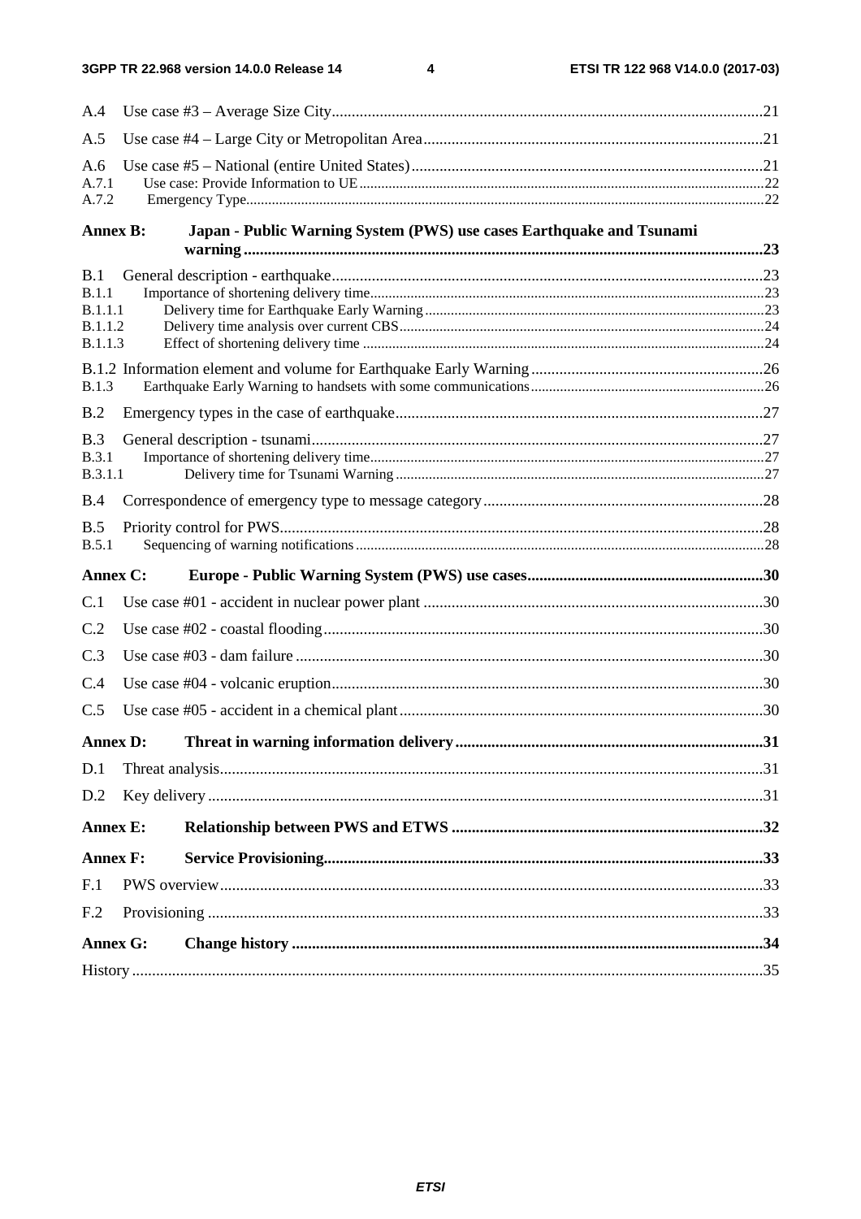A.4 Use case #3 – Average Size City 21

A.5 Use case #4 – Large City or Metropolitan Area 21

A.6 Use case #5 – National (entire United States) 21

A.7.1 Use case: Provide Information to UE 22

A.7.2 Emergency Type 22

**Annex B: Japan - Public Warning System (PWS) use cases Earthquake and Tsunami warning 23**

B.1 General description - earthquake 23

B.1.1 Importance of shortening delivery time 23

B.1.1.1 Delivery time for Earthquake Early Warning 23

B.1.1.2 Delivery time analysis over current CBS 24

B.1.1.3 Effect of shortening delivery time 24

B.1.2 Information element and volume for Earthquake Early Warning 26

B.1.3 Earthquake Early Warning to handsets with some communications 26

B.2 Emergency types in the case of earthquake 27

B.3 General description - tsunami 27

B.3.1 Importance of shortening delivery time 27

B.3.1.1 Delivery time for Tsunami Warning 27

B.4 Correspondence of emergency type to message category 28

B.5 Priority control for PWS 28

B.5.1 Sequencing of warning notifications 28

**Annex C: Europe - Public Warning System (PWS) use cases 30**

C.1 Use case #01 - accident in nuclear power plant 30

C.2 Use case #02 - coastal flooding 30

C.3 Use case #03 - dam failure 30

C.4 Use case #04 - volcanic eruption 30

C.5 Use case #05 - accident in a chemical plant 30

**Annex D: Threat in warning information delivery 31**

D.1 Threat analysis 31

D.2 Key delivery 31

**Annex E: Relationship between PWS and ETWS 32**

**Annex F: Service Provisioning 33**

F.1 PWS overview 33

F.2 Provisioning 33

**Annex G: Change history 34**

History 35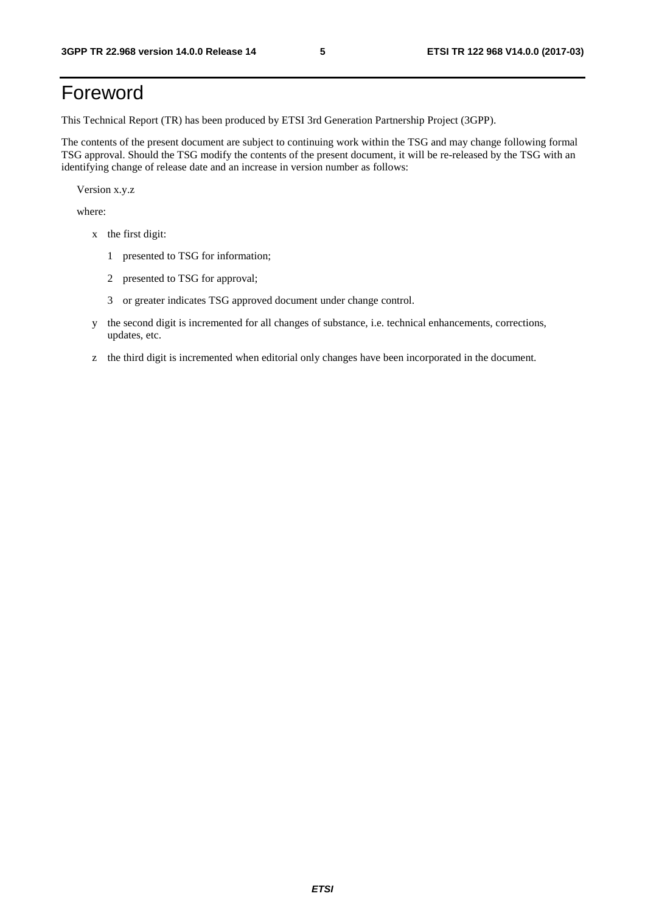# Foreword

This Technical Report (TR) has been produced by ETSI 3rd Generation Partnership Project (3GPP).

The contents of the present document are subject to continuing work within the TSG and may change following formal TSG approval. Should the TSG modify the contents of the present document, it will be re-released by the TSG with an identifying change of release date and an increase in version number as follows:

Version x.y.z

where:

- x the first digit:
  - 1 presented to TSG for information;
  - 2 presented to TSG for approval;
  - 3 or greater indicates TSG approved document under change control.
- y the second digit is incremented for all changes of substance, i.e. technical enhancements, corrections, updates, etc.
- z the third digit is incremented when editorial only changes have been incorporated in the document.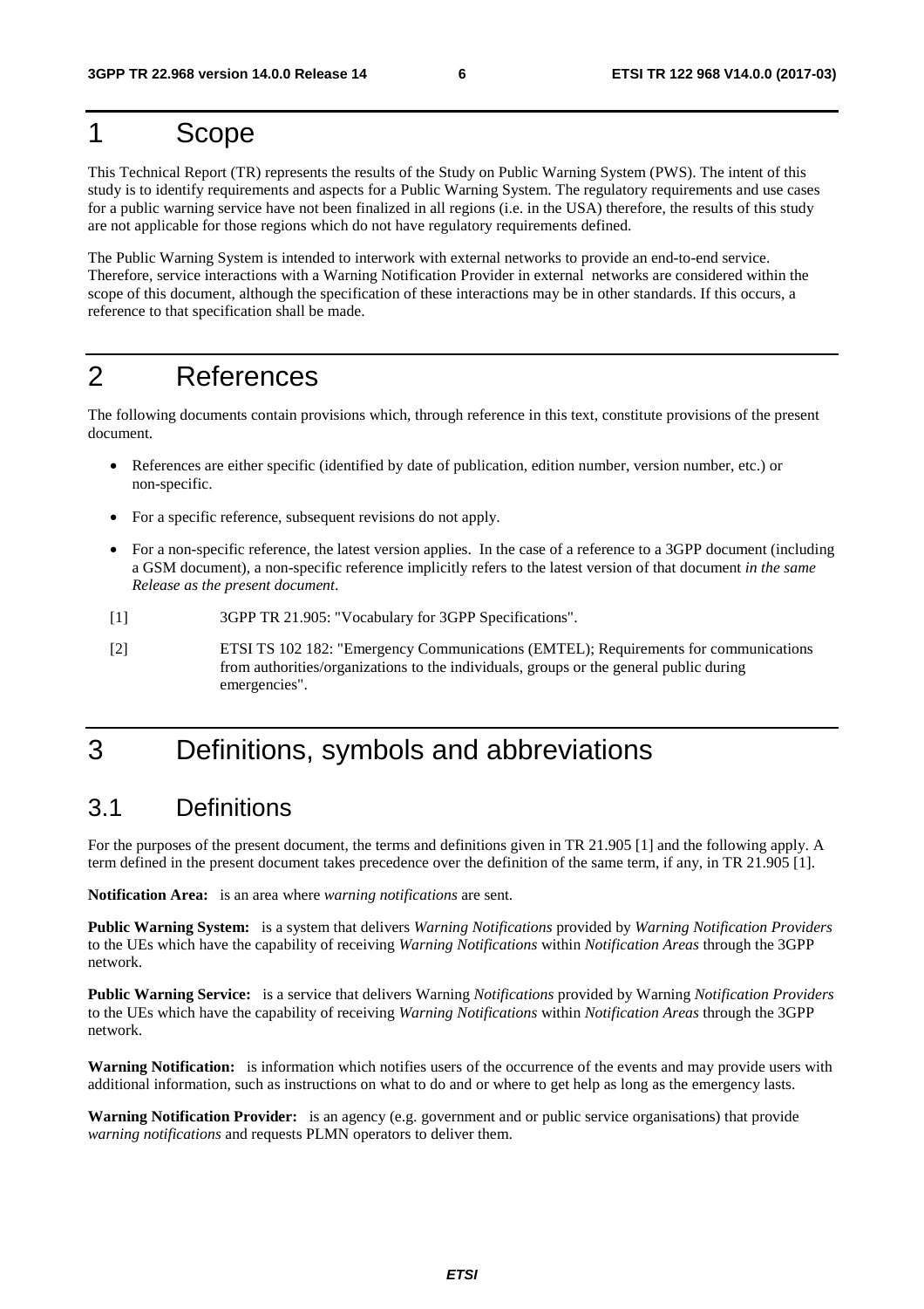# 1 Scope

This Technical Report (TR) represents the results of the Study on Public Warning System (PWS). The intent of this study is to identify requirements and aspects for a Public Warning System. The regulatory requirements and use cases for a public warning service have not been finalized in all regions (i.e. in the USA) therefore, the results of this study are not applicable for those regions which do not have regulatory requirements defined.

The Public Warning System is intended to interwork with external networks to provide an end-to-end service. Therefore, service interactions with a Warning Notification Provider in external networks are considered within the scope of this document, although the specification of these interactions may be in other standards. If this occurs, a reference to that specification shall be made.

# 2 References

The following documents contain provisions which, through reference in this text, constitute provisions of the present document.

- References are either specific (identified by date of publication, edition number, version number, etc.) or non-specific.
- For a specific reference, subsequent revisions do not apply.
- For a non-specific reference, the latest version applies. In the case of a reference to a 3GPP document (including a GSM document), a non-specific reference implicitly refers to the latest version of that document *in the same Release as the present document*.

[1] 3GPP TR 21.905: "Vocabulary for 3GPP Specifications".

[2] ETSI TS 102 182: "Emergency Communications (EMTEL); Requirements for communications from authorities/organizations to the individuals, groups or the general public during emergencies".

# 3 Definitions, symbols and abbreviations

## 3.1 Definitions

For the purposes of the present document, the terms and definitions given in TR 21.905 [1] and the following apply. A term defined in the present document takes precedence over the definition of the same term, if any, in TR 21.905 [1].

**Notification Area:** is an area where *warning notifications* are sent.

**Public Warning System:** is a system that delivers *Warning Notifications* provided by *Warning Notification Providers* to the UEs which have the capability of receiving *Warning Notifications* within *Notification Areas* through the 3GPP network.

**Public Warning Service:** is a service that delivers Warning *Notifications* provided by Warning *Notification Providers* to the UEs which have the capability of receiving *Warning Notifications* within *Notification Areas* through the 3GPP network.

**Warning Notification:** is information which notifies users of the occurrence of the events and may provide users with additional information, such as instructions on what to do and or where to get help as long as the emergency lasts.

**Warning Notification Provider:** is an agency (e.g. government and or public service organisations) that provide *warning notifications* and requests PLMN operators to deliver them.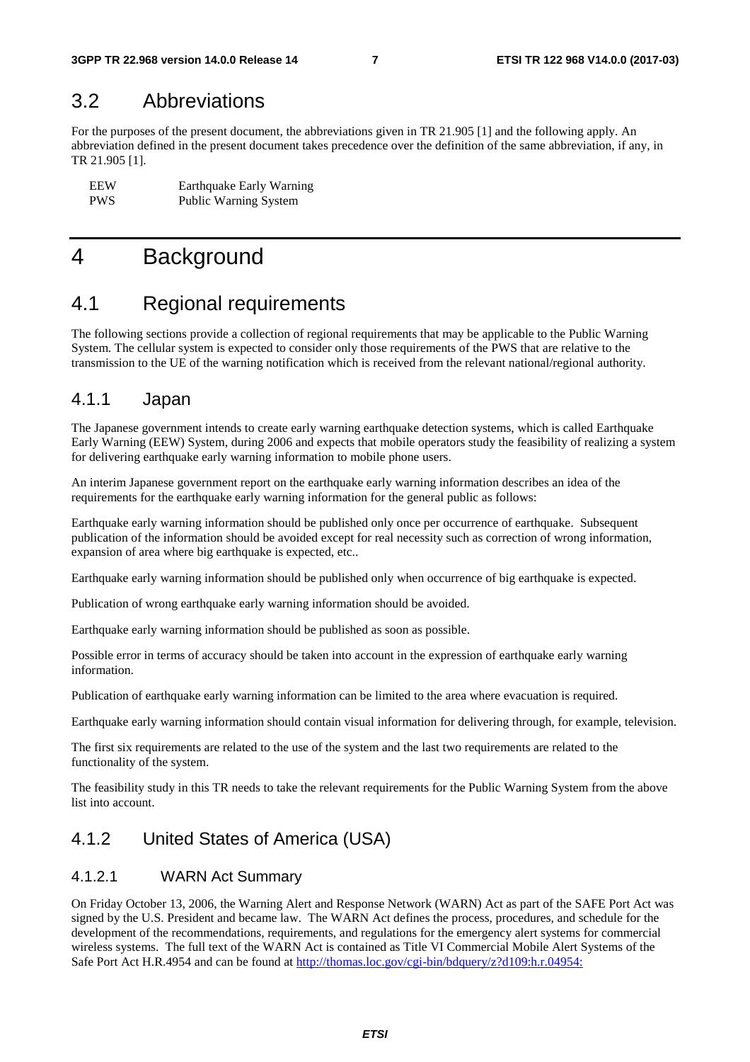## 3.2 Abbreviations

For the purposes of the present document, the abbreviations given in TR 21.905 [1] and the following apply. An abbreviation defined in the present document takes precedence over the definition of the same abbreviation, if any, in TR 21.905 [1].

| | |
|---|---|
| EEW | Earthquake Early Warning |
| PWS | Public Warning System |

# 4 Background

## 4.1 Regional requirements

The following sections provide a collection of regional requirements that may be applicable to the Public Warning System. The cellular system is expected to consider only those requirements of the PWS that are relative to the transmission to the UE of the warning notification which is received from the relevant national/regional authority.

### 4.1.1 Japan

The Japanese government intends to create early warning earthquake detection systems, which is called Earthquake Early Warning (EEW) System, during 2006 and expects that mobile operators study the feasibility of realizing a system for delivering earthquake early warning information to mobile phone users.

An interim Japanese government report on the earthquake early warning information describes an idea of the requirements for the earthquake early warning information for the general public as follows:

Earthquake early warning information should be published only once per occurrence of earthquake. Subsequent publication of the information should be avoided except for real necessity such as correction of wrong information, expansion of area where big earthquake is expected, etc..

Earthquake early warning information should be published only when occurrence of big earthquake is expected.

Publication of wrong earthquake early warning information should be avoided.

Earthquake early warning information should be published as soon as possible.

Possible error in terms of accuracy should be taken into account in the expression of earthquake early warning information.

Publication of earthquake early warning information can be limited to the area where evacuation is required.

Earthquake early warning information should contain visual information for delivering through, for example, television.

The first six requirements are related to the use of the system and the last two requirements are related to the functionality of the system.

The feasibility study in this TR needs to take the relevant requirements for the Public Warning System from the above list into account.

### 4.1.2 United States of America (USA)

#### 4.1.2.1 WARN Act Summary

On Friday October 13, 2006, the Warning Alert and Response Network (WARN) Act as part of the SAFE Port Act was signed by the U.S. President and became law. The WARN Act defines the process, procedures, and schedule for the development of the recommendations, requirements, and regulations for the emergency alert systems for commercial wireless systems. The full text of the WARN Act is contained as Title VI Commercial Mobile Alert Systems of the Safe Port Act H.R.4954 and can be found at http://thomas.loc.gov/cgi-bin/bdquery/z?d109:h.r.04954: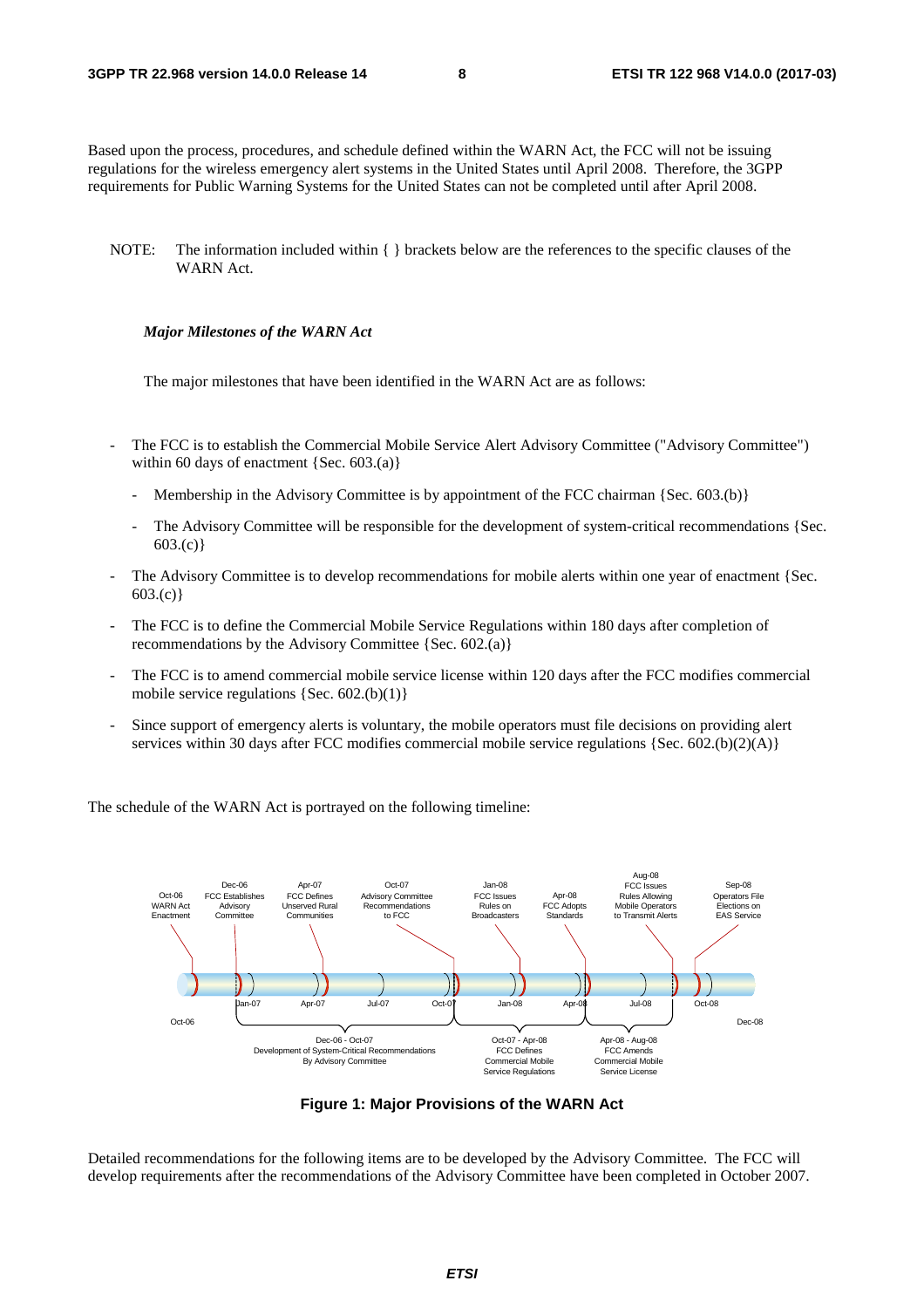Based upon the process, procedures, and schedule defined within the WARN Act, the FCC will not be issuing regulations for the wireless emergency alert systems in the United States until April 2008. Therefore, the 3GPP requirements for Public Warning Systems for the United States can not be completed until after April 2008.

NOTE: The information included within { } brackets below are the references to the specific clauses of the WARN Act.

***Major Milestones of the WARN Act***

The major milestones that have been identified in the WARN Act are as follows:

- The FCC is to establish the Commercial Mobile Service Alert Advisory Committee ("Advisory Committee") within 60 days of enactment {Sec. 603.(a)}
  - Membership in the Advisory Committee is by appointment of the FCC chairman {Sec. 603.(b)}
  - The Advisory Committee will be responsible for the development of system-critical recommendations {Sec. 603.(c)}
- The Advisory Committee is to develop recommendations for mobile alerts within one year of enactment {Sec. 603.(c)}
- The FCC is to define the Commercial Mobile Service Regulations within 180 days after completion of recommendations by the Advisory Committee {Sec. 602.(a)}
- The FCC is to amend commercial mobile service license within 120 days after the FCC modifies commercial mobile service regulations {Sec. 602.(b)(1)}
- Since support of emergency alerts is voluntary, the mobile operators must file decisions on providing alert services within 30 days after FCC modifies commercial mobile service regulations {Sec. 602.(b)(2)(A)}

The schedule of the WARN Act is portrayed on the following timeline:

**Figure 1: Major Provisions of the WARN Act**

Detailed recommendations for the following items are to be developed by the Advisory Committee. The FCC will develop requirements after the recommendations of the Advisory Committee have been completed in October 2007.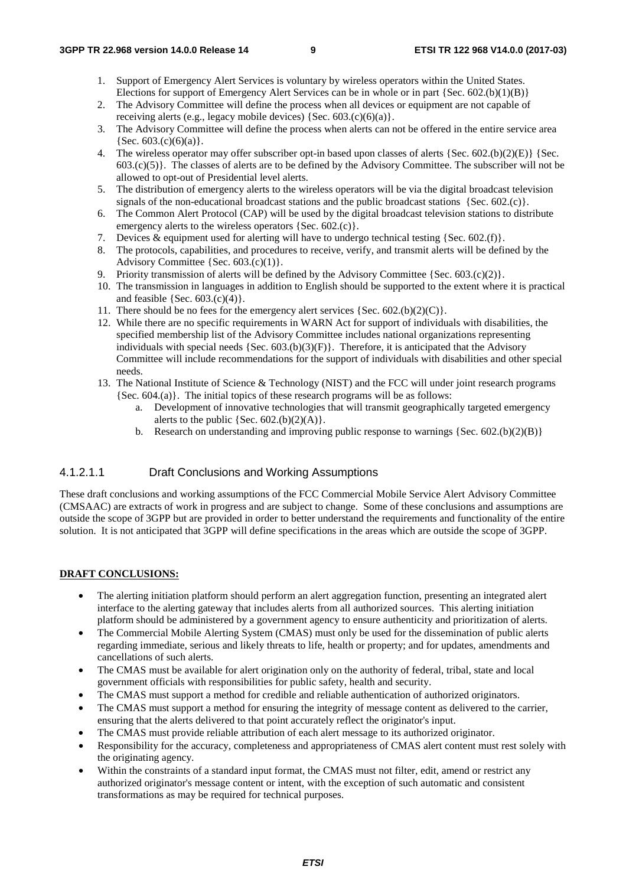1. Support of Emergency Alert Services is voluntary by wireless operators within the United States. Elections for support of Emergency Alert Services can be in whole or in part {Sec. 602.(b)(1)(B)}
2. The Advisory Committee will define the process when all devices or equipment are not capable of receiving alerts (e.g., legacy mobile devices) {Sec. 603.(c)(6)(a)}.
3. The Advisory Committee will define the process when alerts can not be offered in the entire service area {Sec. 603.(c)(6)(a)}.
4. The wireless operator may offer subscriber opt-in based upon classes of alerts {Sec. 602.(b)(2)(E)} {Sec. 603.(c)(5)}. The classes of alerts are to be defined by the Advisory Committee. The subscriber will not be allowed to opt-out of Presidential level alerts.
5. The distribution of emergency alerts to the wireless operators will be via the digital broadcast television signals of the non-educational broadcast stations and the public broadcast stations {Sec. 602.(c)}.
6. The Common Alert Protocol (CAP) will be used by the digital broadcast television stations to distribute emergency alerts to the wireless operators {Sec. 602.(c)}.
7. Devices & equipment used for alerting will have to undergo technical testing {Sec. 602.(f)}.
8. The protocols, capabilities, and procedures to receive, verify, and transmit alerts will be defined by the Advisory Committee {Sec. 603.(c)(1)}.
9. Priority transmission of alerts will be defined by the Advisory Committee {Sec. 603.(c)(2)}.
10. The transmission in languages in addition to English should be supported to the extent where it is practical and feasible {Sec. 603.(c)(4)}.
11. There should be no fees for the emergency alert services {Sec. 602.(b)(2)(C)}.
12. While there are no specific requirements in WARN Act for support of individuals with disabilities, the specified membership list of the Advisory Committee includes national organizations representing individuals with special needs {Sec. 603.(b)(3)(F)}. Therefore, it is anticipated that the Advisory Committee will include recommendations for the support of individuals with disabilities and other special needs.
13. The National Institute of Science & Technology (NIST) and the FCC will under joint research programs {Sec. 604.(a)}. The initial topics of these research programs will be as follows:
    a. Development of innovative technologies that will transmit geographically targeted emergency alerts to the public {Sec. 602.(b)(2)(A)}.
    b. Research on understanding and improving public response to warnings {Sec. 602.(b)(2)(B)}

##### 4.1.2.1.1 Draft Conclusions and Working Assumptions

These draft conclusions and working assumptions of the FCC Commercial Mobile Service Alert Advisory Committee (CMSAAC) are extracts of work in progress and are subject to change. Some of these conclusions and assumptions are outside the scope of 3GPP but are provided in order to better understand the requirements and functionality of the entire solution. It is not anticipated that 3GPP will define specifications in the areas which are outside the scope of 3GPP.

**DRAFT CONCLUSIONS:**

- The alerting initiation platform should perform an alert aggregation function, presenting an integrated alert interface to the alerting gateway that includes alerts from all authorized sources. This alerting initiation platform should be administered by a government agency to ensure authenticity and prioritization of alerts.
- The Commercial Mobile Alerting System (CMAS) must only be used for the dissemination of public alerts regarding immediate, serious and likely threats to life, health or property; and for updates, amendments and cancellations of such alerts.
- The CMAS must be available for alert origination only on the authority of federal, tribal, state and local government officials with responsibilities for public safety, health and security.
- The CMAS must support a method for credible and reliable authentication of authorized originators.
- The CMAS must support a method for ensuring the integrity of message content as delivered to the carrier, ensuring that the alerts delivered to that point accurately reflect the originator's input.
- The CMAS must provide reliable attribution of each alert message to its authorized originator.
- Responsibility for the accuracy, completeness and appropriateness of CMAS alert content must rest solely with the originating agency.
- Within the constraints of a standard input format, the CMAS must not filter, edit, amend or restrict any authorized originator's message content or intent, with the exception of such automatic and consistent transformations as may be required for technical purposes.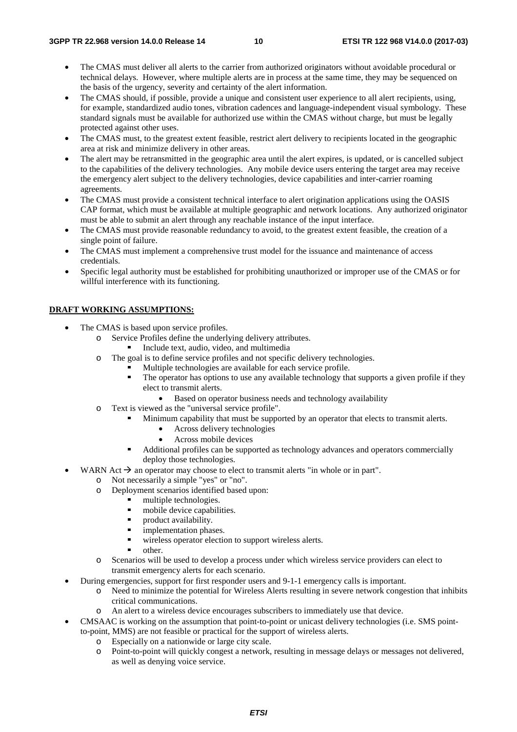- The CMAS must deliver all alerts to the carrier from authorized originators without avoidable procedural or technical delays. However, where multiple alerts are in process at the same time, they may be sequenced on the basis of the urgency, severity and certainty of the alert information.
- The CMAS should, if possible, provide a unique and consistent user experience to all alert recipients, using, for example, standardized audio tones, vibration cadences and language-independent visual symbology. These standard signals must be available for authorized use within the CMAS without charge, but must be legally protected against other uses.
- The CMAS must, to the greatest extent feasible, restrict alert delivery to recipients located in the geographic area at risk and minimize delivery in other areas.
- The alert may be retransmitted in the geographic area until the alert expires, is updated, or is cancelled subject to the capabilities of the delivery technologies. Any mobile device users entering the target area may receive the emergency alert subject to the delivery technologies, device capabilities and inter-carrier roaming agreements.
- The CMAS must provide a consistent technical interface to alert origination applications using the OASIS CAP format, which must be available at multiple geographic and network locations. Any authorized originator must be able to submit an alert through any reachable instance of the input interface.
- The CMAS must provide reasonable redundancy to avoid, to the greatest extent feasible, the creation of a single point of failure.
- The CMAS must implement a comprehensive trust model for the issuance and maintenance of access credentials.
- Specific legal authority must be established for prohibiting unauthorized or improper use of the CMAS or for willful interference with its functioning.

**DRAFT WORKING ASSUMPTIONS:**

- The CMAS is based upon service profiles.
    - Service Profiles define the underlying delivery attributes.
        - Include text, audio, video, and multimedia
    - The goal is to define service profiles and not specific delivery technologies.
        - Multiple technologies are available for each service profile.
        - The operator has options to use any available technology that supports a given profile if they elect to transmit alerts.
            - Based on operator business needs and technology availability
    - Text is viewed as the "universal service profile".
        - Minimum capability that must be supported by an operator that elects to transmit alerts.
            - Across delivery technologies
            - Across mobile devices
        - Additional profiles can be supported as technology advances and operators commercially deploy those technologies.
- WARN Act → an operator may choose to elect to transmit alerts "in whole or in part".
    - Not necessarily a simple "yes" or "no".
    - Deployment scenarios identified based upon:
        - multiple technologies.
        - mobile device capabilities.
        - product availability.
        - implementation phases.
        - wireless operator election to support wireless alerts.
        - other.
    - Scenarios will be used to develop a process under which wireless service providers can elect to transmit emergency alerts for each scenario.
- During emergencies, support for first responder users and 9-1-1 emergency calls is important.
    - Need to minimize the potential for Wireless Alerts resulting in severe network congestion that inhibits critical communications.
    - An alert to a wireless device encourages subscribers to immediately use that device.
- CMSAAC is working on the assumption that point-to-point or unicast delivery technologies (i.e. SMS point-to-point, MMS) are not feasible or practical for the support of wireless alerts.
    - Especially on a nationwide or large city scale.
    - Point-to-point will quickly congest a network, resulting in message delays or messages not delivered, as well as denying voice service.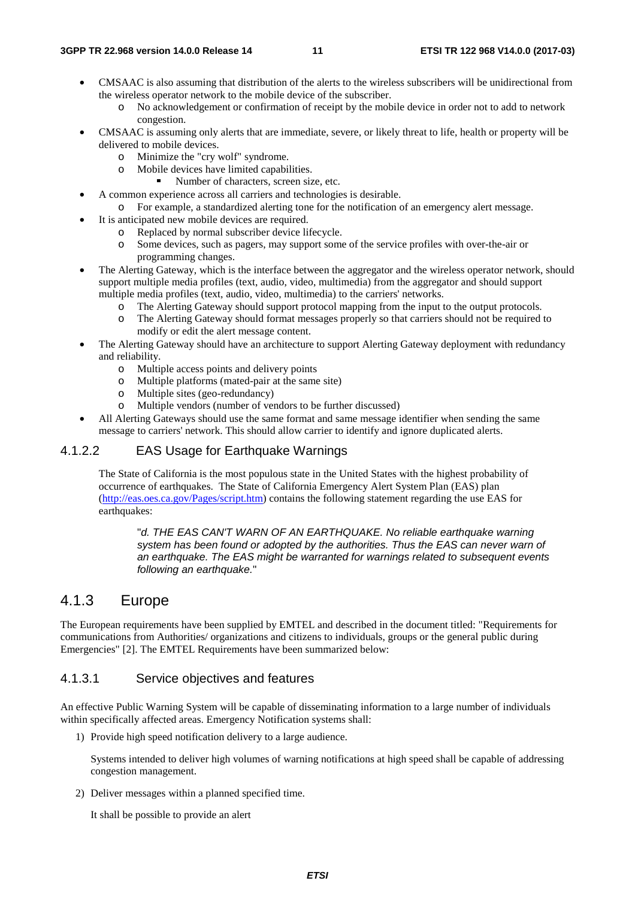- CMSAAC is also assuming that distribution of the alerts to the wireless subscribers will be unidirectional from the wireless operator network to the mobile device of the subscriber.
    - No acknowledgement or confirmation of receipt by the mobile device in order not to add to network congestion.
- CMSAAC is assuming only alerts that are immediate, severe, or likely threat to life, health or property will be delivered to mobile devices.
    - Minimize the "cry wolf" syndrome.
    - Mobile devices have limited capabilities.
        - Number of characters, screen size, etc.
- A common experience across all carriers and technologies is desirable.
    - For example, a standardized alerting tone for the notification of an emergency alert message.
- It is anticipated new mobile devices are required.
    - Replaced by normal subscriber device lifecycle.
    - Some devices, such as pagers, may support some of the service profiles with over-the-air or programming changes.
- The Alerting Gateway, which is the interface between the aggregator and the wireless operator network, should support multiple media profiles (text, audio, video, multimedia) from the aggregator and should support multiple media profiles (text, audio, video, multimedia) to the carriers' networks.
    - The Alerting Gateway should support protocol mapping from the input to the output protocols.
    - The Alerting Gateway should format messages properly so that carriers should not be required to modify or edit the alert message content.
- The Alerting Gateway should have an architecture to support Alerting Gateway deployment with redundancy and reliability.
    - Multiple access points and delivery points
    - Multiple platforms (mated-pair at the same site)
    - Multiple sites (geo-redundancy)
    - Multiple vendors (number of vendors to be further discussed)
- All Alerting Gateways should use the same format and same message identifier when sending the same message to carriers' network. This should allow carrier to identify and ignore duplicated alerts.

#### 4.1.2.2 EAS Usage for Earthquake Warnings

The State of California is the most populous state in the United States with the highest probability of occurrence of earthquakes. The State of California Emergency Alert System Plan (EAS) plan (http://eas.oes.ca.gov/Pages/script.htm) contains the following statement regarding the use EAS for earthquakes:

> "*d. THE EAS CAN'T WARN OF AN EARTHQUAKE. No reliable earthquake warning system has been found or adopted by the authorities. Thus the EAS can never warn of an earthquake. The EAS might be warranted for warnings related to subsequent events following an earthquake.*"

## 4.1.3 Europe

The European requirements have been supplied by EMTEL and described in the document titled: "Requirements for communications from Authorities/ organizations and citizens to individuals, groups or the general public during Emergencies" [2]. The EMTEL Requirements have been summarized below:

### 4.1.3.1 Service objectives and features

An effective Public Warning System will be capable of disseminating information to a large number of individuals within specifically affected areas. Emergency Notification systems shall:

1) Provide high speed notification delivery to a large audience.

   Systems intended to deliver high volumes of warning notifications at high speed shall be capable of addressing congestion management.

2) Deliver messages within a planned specified time.

   It shall be possible to provide an alert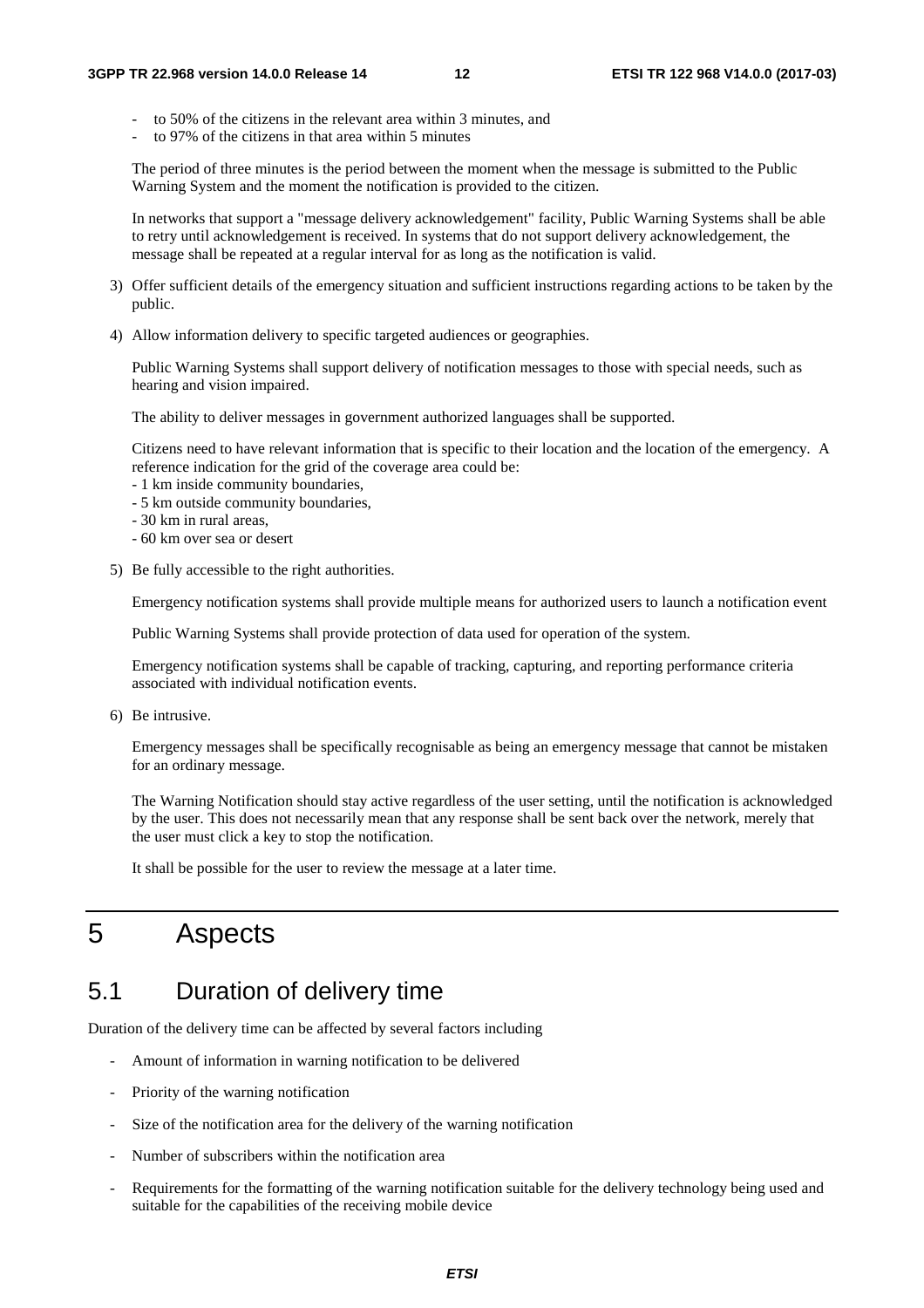- to 50% of the citizens in the relevant area within 3 minutes, and
- to 97% of the citizens in that area within 5 minutes

The period of three minutes is the period between the moment when the message is submitted to the Public Warning System and the moment the notification is provided to the citizen.

In networks that support a "message delivery acknowledgement" facility, Public Warning Systems shall be able to retry until acknowledgement is received. In systems that do not support delivery acknowledgement, the message shall be repeated at a regular interval for as long as the notification is valid.

3) Offer sufficient details of the emergency situation and sufficient instructions regarding actions to be taken by the public.

4) Allow information delivery to specific targeted audiences or geographies.

   Public Warning Systems shall support delivery of notification messages to those with special needs, such as hearing and vision impaired.

   The ability to deliver messages in government authorized languages shall be supported.

   Citizens need to have relevant information that is specific to their location and the location of the emergency. A reference indication for the grid of the coverage area could be:
   - 1 km inside community boundaries,
   - 5 km outside community boundaries,
   - 30 km in rural areas,
   - 60 km over sea or desert

5) Be fully accessible to the right authorities.

   Emergency notification systems shall provide multiple means for authorized users to launch a notification event

   Public Warning Systems shall provide protection of data used for operation of the system.

   Emergency notification systems shall be capable of tracking, capturing, and reporting performance criteria associated with individual notification events.

6) Be intrusive.

   Emergency messages shall be specifically recognisable as being an emergency message that cannot be mistaken for an ordinary message.

   The Warning Notification should stay active regardless of the user setting, until the notification is acknowledged by the user. This does not necessarily mean that any response shall be sent back over the network, merely that the user must click a key to stop the notification.

   It shall be possible for the user to review the message at a later time.

# 5 Aspects

## 5.1 Duration of delivery time

Duration of the delivery time can be affected by several factors including

- Amount of information in warning notification to be delivered
- Priority of the warning notification
- Size of the notification area for the delivery of the warning notification
- Number of subscribers within the notification area
- Requirements for the formatting of the warning notification suitable for the delivery technology being used and suitable for the capabilities of the receiving mobile device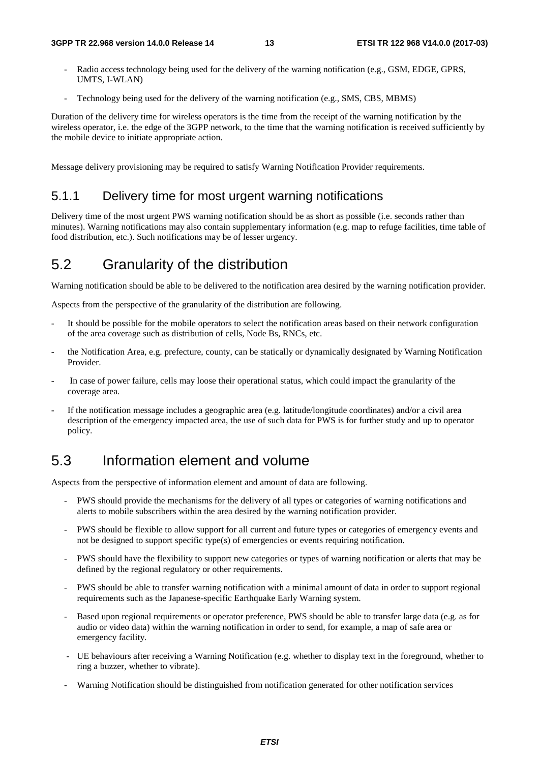- Radio access technology being used for the delivery of the warning notification (e.g., GSM, EDGE, GPRS, UMTS, I-WLAN)
- Technology being used for the delivery of the warning notification (e.g., SMS, CBS, MBMS)

Duration of the delivery time for wireless operators is the time from the receipt of the warning notification by the wireless operator, i.e. the edge of the 3GPP network, to the time that the warning notification is received sufficiently by the mobile device to initiate appropriate action.

Message delivery provisioning may be required to satisfy Warning Notification Provider requirements.

### 5.1.1 Delivery time for most urgent warning notifications

Delivery time of the most urgent PWS warning notification should be as short as possible (i.e. seconds rather than minutes). Warning notifications may also contain supplementary information (e.g. map to refuge facilities, time table of food distribution, etc.). Such notifications may be of lesser urgency.

## 5.2 Granularity of the distribution

Warning notification should be able to be delivered to the notification area desired by the warning notification provider.

Aspects from the perspective of the granularity of the distribution are following.

- It should be possible for the mobile operators to select the notification areas based on their network configuration of the area coverage such as distribution of cells, Node Bs, RNCs, etc.
- the Notification Area, e.g. prefecture, county, can be statically or dynamically designated by Warning Notification Provider.
- In case of power failure, cells may loose their operational status, which could impact the granularity of the coverage area.
- If the notification message includes a geographic area (e.g. latitude/longitude coordinates) and/or a civil area description of the emergency impacted area, the use of such data for PWS is for further study and up to operator policy.

## 5.3 Information element and volume

Aspects from the perspective of information element and amount of data are following.

- PWS should provide the mechanisms for the delivery of all types or categories of warning notifications and alerts to mobile subscribers within the area desired by the warning notification provider.
- PWS should be flexible to allow support for all current and future types or categories of emergency events and not be designed to support specific type(s) of emergencies or events requiring notification.
- PWS should have the flexibility to support new categories or types of warning notification or alerts that may be defined by the regional regulatory or other requirements.
- PWS should be able to transfer warning notification with a minimal amount of data in order to support regional requirements such as the Japanese-specific Earthquake Early Warning system.
- Based upon regional requirements or operator preference, PWS should be able to transfer large data (e.g. as for audio or video data) within the warning notification in order to send, for example, a map of safe area or emergency facility.
- UE behaviours after receiving a Warning Notification (e.g. whether to display text in the foreground, whether to ring a buzzer, whether to vibrate).
- Warning Notification should be distinguished from notification generated for other notification services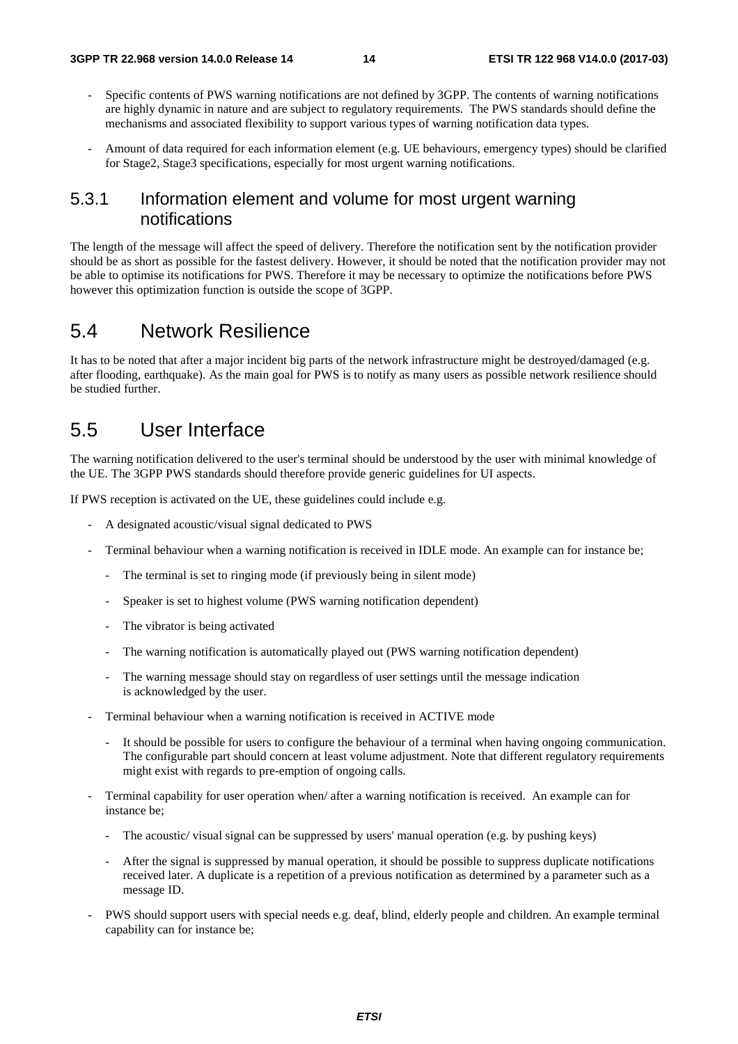- Specific contents of PWS warning notifications are not defined by 3GPP. The contents of warning notifications are highly dynamic in nature and are subject to regulatory requirements. The PWS standards should define the mechanisms and associated flexibility to support various types of warning notification data types.
- Amount of data required for each information element (e.g. UE behaviours, emergency types) should be clarified for Stage2, Stage3 specifications, especially for most urgent warning notifications.

### 5.3.1 Information element and volume for most urgent warning notifications

The length of the message will affect the speed of delivery. Therefore the notification sent by the notification provider should be as short as possible for the fastest delivery. However, it should be noted that the notification provider may not be able to optimise its notifications for PWS. Therefore it may be necessary to optimize the notifications before PWS however this optimization function is outside the scope of 3GPP.

## 5.4 Network Resilience

It has to be noted that after a major incident big parts of the network infrastructure might be destroyed/damaged (e.g. after flooding, earthquake). As the main goal for PWS is to notify as many users as possible network resilience should be studied further.

## 5.5 User Interface

The warning notification delivered to the user's terminal should be understood by the user with minimal knowledge of the UE. The 3GPP PWS standards should therefore provide generic guidelines for UI aspects.

If PWS reception is activated on the UE, these guidelines could include e.g.

- A designated acoustic/visual signal dedicated to PWS
- Terminal behaviour when a warning notification is received in IDLE mode. An example can for instance be;
  - The terminal is set to ringing mode (if previously being in silent mode)
  - Speaker is set to highest volume (PWS warning notification dependent)
  - The vibrator is being activated
  - The warning notification is automatically played out (PWS warning notification dependent)
  - The warning message should stay on regardless of user settings until the message indication is acknowledged by the user.
- Terminal behaviour when a warning notification is received in ACTIVE mode
  - It should be possible for users to configure the behaviour of a terminal when having ongoing communication. The configurable part should concern at least volume adjustment. Note that different regulatory requirements might exist with regards to pre-emption of ongoing calls.
- Terminal capability for user operation when/ after a warning notification is received. An example can for instance be;
  - The acoustic/ visual signal can be suppressed by users' manual operation (e.g. by pushing keys)
  - After the signal is suppressed by manual operation, it should be possible to suppress duplicate notifications received later. A duplicate is a repetition of a previous notification as determined by a parameter such as a message ID.
- PWS should support users with special needs e.g. deaf, blind, elderly people and children. An example terminal capability can for instance be;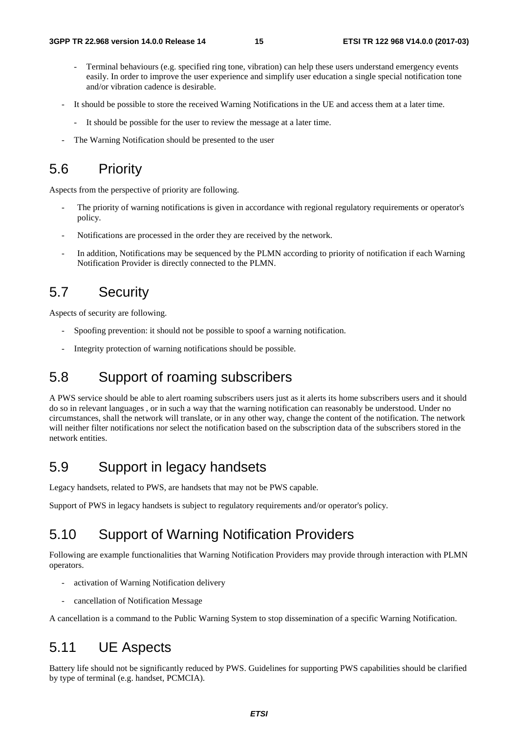- Terminal behaviours (e.g. specified ring tone, vibration) can help these users understand emergency events easily. In order to improve the user experience and simplify user education a single special notification tone and/or vibration cadence is desirable.

- It should be possible to store the received Warning Notifications in the UE and access them at a later time.
  - It should be possible for the user to review the message at a later time.
- The Warning Notification should be presented to the user

## 5.6 Priority

Aspects from the perspective of priority are following.

- The priority of warning notifications is given in accordance with regional regulatory requirements or operator's policy.
- Notifications are processed in the order they are received by the network.
- In addition, Notifications may be sequenced by the PLMN according to priority of notification if each Warning Notification Provider is directly connected to the PLMN.

## 5.7 Security

Aspects of security are following.

- Spoofing prevention: it should not be possible to spoof a warning notification.
- Integrity protection of warning notifications should be possible.

## 5.8 Support of roaming subscribers

A PWS service should be able to alert roaming subscribers users just as it alerts its home subscribers users and it should do so in relevant languages , or in such a way that the warning notification can reasonably be understood. Under no circumstances, shall the network will translate, or in any other way, change the content of the notification. The network will neither filter notifications nor select the notification based on the subscription data of the subscribers stored in the network entities.

## 5.9 Support in legacy handsets

Legacy handsets, related to PWS, are handsets that may not be PWS capable.

Support of PWS in legacy handsets is subject to regulatory requirements and/or operator's policy.

## 5.10 Support of Warning Notification Providers

Following are example functionalities that Warning Notification Providers may provide through interaction with PLMN operators.

- activation of Warning Notification delivery
- cancellation of Notification Message

A cancellation is a command to the Public Warning System to stop dissemination of a specific Warning Notification.

## 5.11 UE Aspects

Battery life should not be significantly reduced by PWS. Guidelines for supporting PWS capabilities should be clarified by type of terminal (e.g. handset, PCMCIA).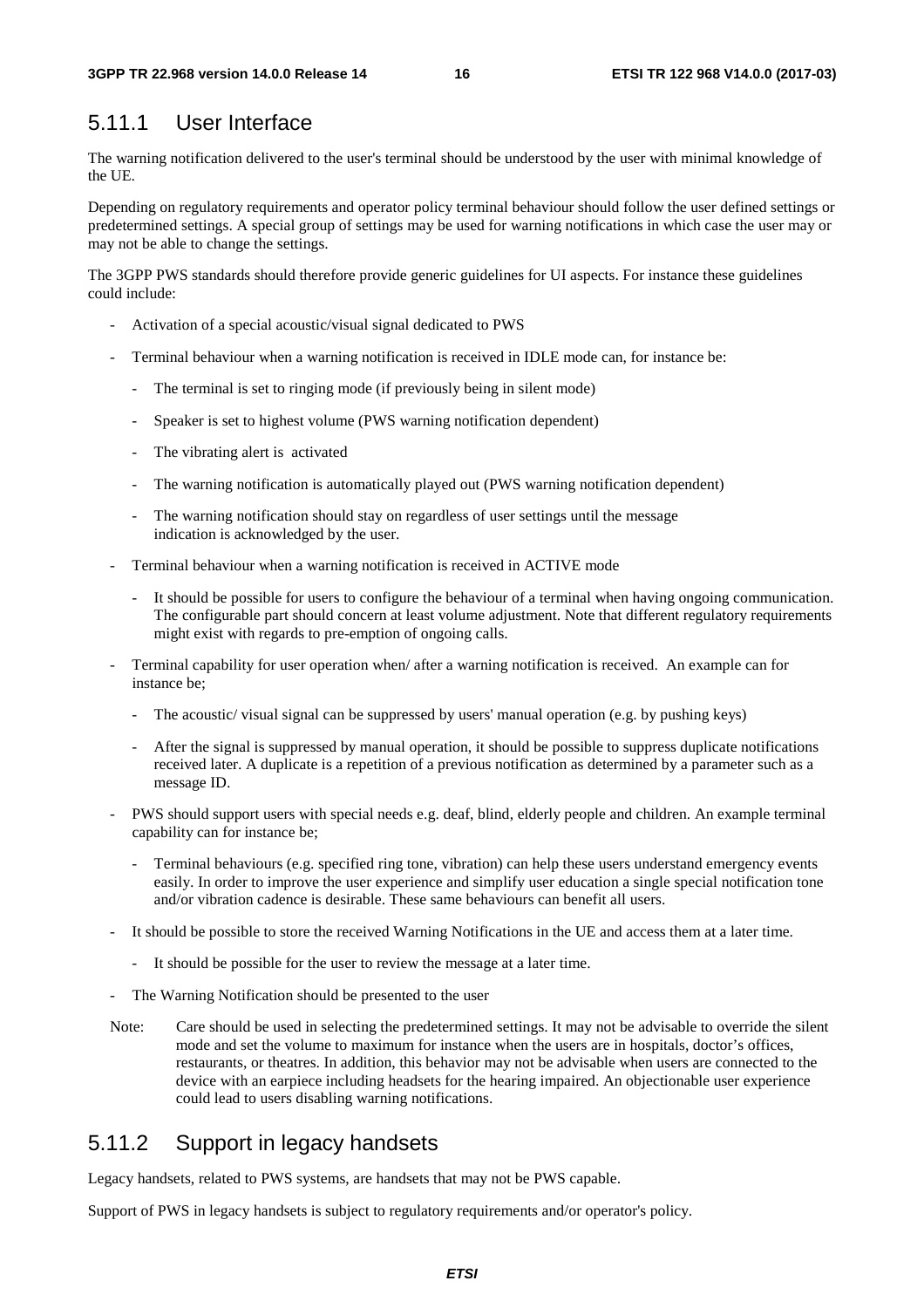### 5.11.1 User Interface

The warning notification delivered to the user's terminal should be understood by the user with minimal knowledge of the UE.

Depending on regulatory requirements and operator policy terminal behaviour should follow the user defined settings or predetermined settings. A special group of settings may be used for warning notifications in which case the user may or may not be able to change the settings.

The 3GPP PWS standards should therefore provide generic guidelines for UI aspects. For instance these guidelines could include:

- Activation of a special acoustic/visual signal dedicated to PWS
- Terminal behaviour when a warning notification is received in IDLE mode can, for instance be:
  - The terminal is set to ringing mode (if previously being in silent mode)
  - Speaker is set to highest volume (PWS warning notification dependent)
  - The vibrating alert is activated
  - The warning notification is automatically played out (PWS warning notification dependent)
  - The warning notification should stay on regardless of user settings until the message indication is acknowledged by the user.
- Terminal behaviour when a warning notification is received in ACTIVE mode
  - It should be possible for users to configure the behaviour of a terminal when having ongoing communication. The configurable part should concern at least volume adjustment. Note that different regulatory requirements might exist with regards to pre-emption of ongoing calls.
- Terminal capability for user operation when/ after a warning notification is received. An example can for instance be;
  - The acoustic/ visual signal can be suppressed by users' manual operation (e.g. by pushing keys)
  - After the signal is suppressed by manual operation, it should be possible to suppress duplicate notifications received later. A duplicate is a repetition of a previous notification as determined by a parameter such as a message ID.
- PWS should support users with special needs e.g. deaf, blind, elderly people and children. An example terminal capability can for instance be;
  - Terminal behaviours (e.g. specified ring tone, vibration) can help these users understand emergency events easily. In order to improve the user experience and simplify user education a single special notification tone and/or vibration cadence is desirable. These same behaviours can benefit all users.
- It should be possible to store the received Warning Notifications in the UE and access them at a later time.
  - It should be possible for the user to review the message at a later time.
- The Warning Notification should be presented to the user

Note: Care should be used in selecting the predetermined settings. It may not be advisable to override the silent mode and set the volume to maximum for instance when the users are in hospitals, doctor's offices, restaurants, or theatres. In addition, this behavior may not be advisable when users are connected to the device with an earpiece including headsets for the hearing impaired. An objectionable user experience could lead to users disabling warning notifications.

### 5.11.2 Support in legacy handsets

Legacy handsets, related to PWS systems, are handsets that may not be PWS capable.

Support of PWS in legacy handsets is subject to regulatory requirements and/or operator's policy.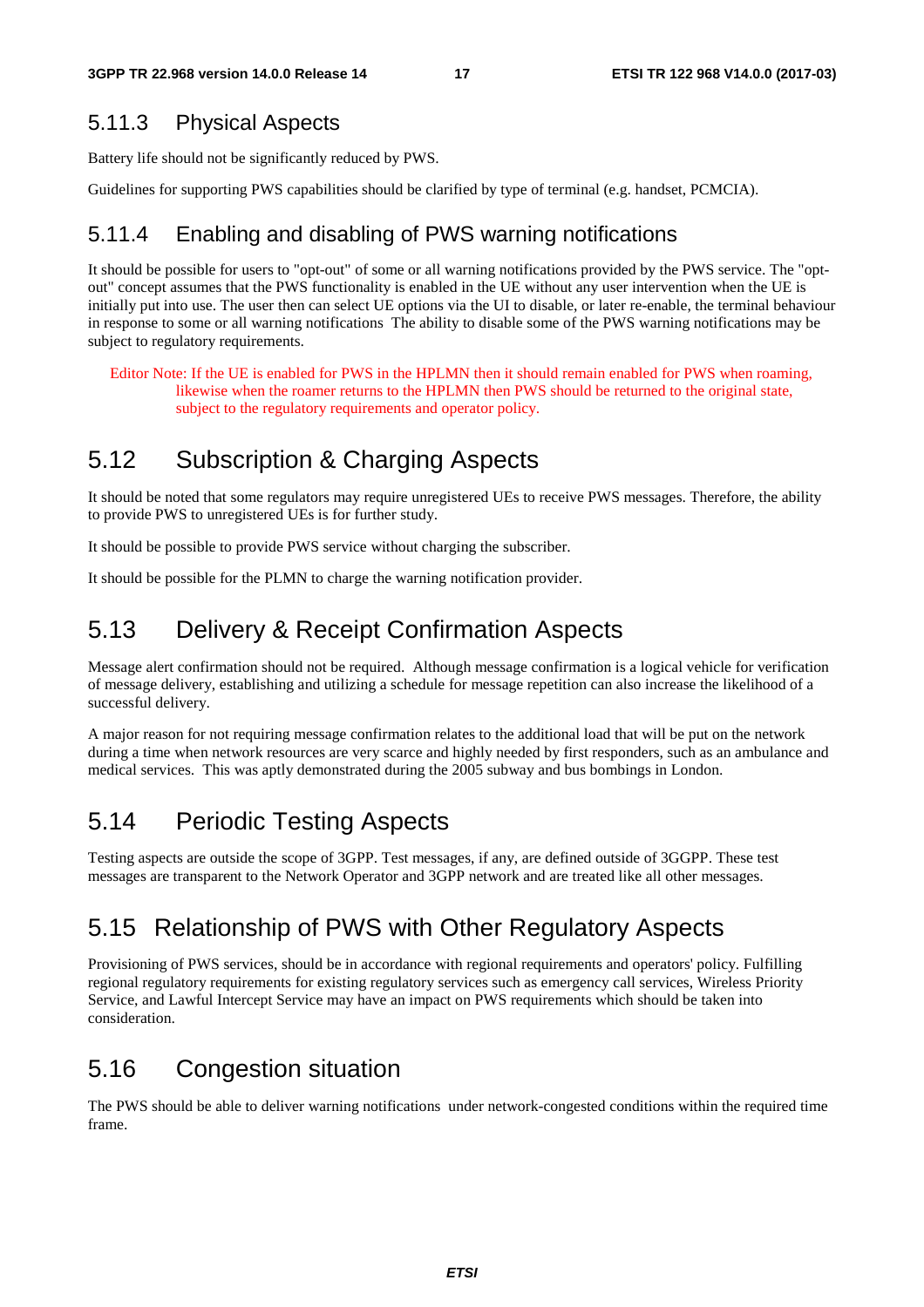### 5.11.3 Physical Aspects

Battery life should not be significantly reduced by PWS.

Guidelines for supporting PWS capabilities should be clarified by type of terminal (e.g. handset, PCMCIA).

### 5.11.4 Enabling and disabling of PWS warning notifications

It should be possible for users to "opt-out" of some or all warning notifications provided by the PWS service. The "opt-out" concept assumes that the PWS functionality is enabled in the UE without any user intervention when the UE is initially put into use. The user then can select UE options via the UI to disable, or later re-enable, the terminal behaviour in response to some or all warning notifications The ability to disable some of the PWS warning notifications may be subject to regulatory requirements.

Editor Note: If the UE is enabled for PWS in the HPLMN then it should remain enabled for PWS when roaming, likewise when the roamer returns to the HPLMN then PWS should be returned to the original state, subject to the regulatory requirements and operator policy.

## 5.12 Subscription & Charging Aspects

It should be noted that some regulators may require unregistered UEs to receive PWS messages. Therefore, the ability to provide PWS to unregistered UEs is for further study.

It should be possible to provide PWS service without charging the subscriber.

It should be possible for the PLMN to charge the warning notification provider.

## 5.13 Delivery & Receipt Confirmation Aspects

Message alert confirmation should not be required. Although message confirmation is a logical vehicle for verification of message delivery, establishing and utilizing a schedule for message repetition can also increase the likelihood of a successful delivery.

A major reason for not requiring message confirmation relates to the additional load that will be put on the network during a time when network resources are very scarce and highly needed by first responders, such as an ambulance and medical services. This was aptly demonstrated during the 2005 subway and bus bombings in London.

## 5.14 Periodic Testing Aspects

Testing aspects are outside the scope of 3GPP. Test messages, if any, are defined outside of 3GGPP. These test messages are transparent to the Network Operator and 3GPP network and are treated like all other messages.

## 5.15 Relationship of PWS with Other Regulatory Aspects

Provisioning of PWS services, should be in accordance with regional requirements and operators' policy. Fulfilling regional regulatory requirements for existing regulatory services such as emergency call services, Wireless Priority Service, and Lawful Intercept Service may have an impact on PWS requirements which should be taken into consideration.

## 5.16 Congestion situation

The PWS should be able to deliver warning notifications under network-congested conditions within the required time frame.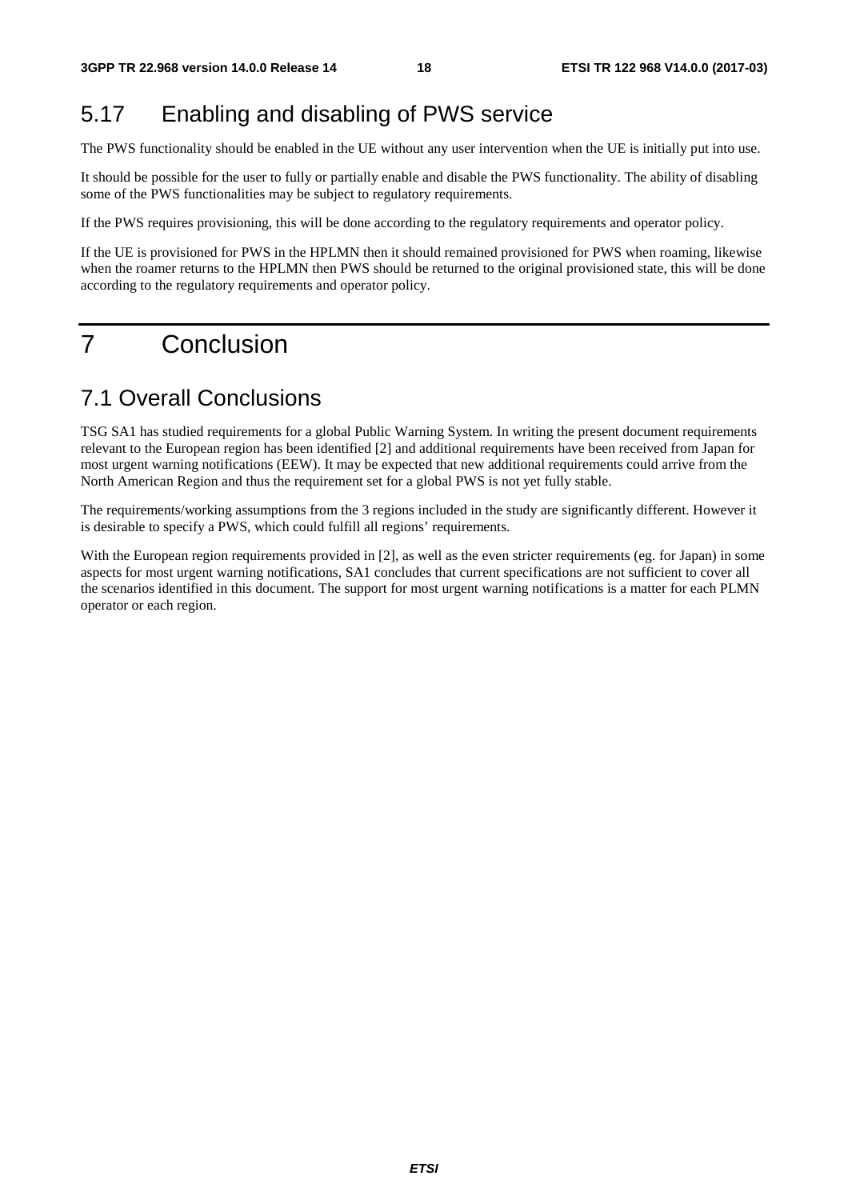## 5.17 Enabling and disabling of PWS service

The PWS functionality should be enabled in the UE without any user intervention when the UE is initially put into use.

It should be possible for the user to fully or partially enable and disable the PWS functionality. The ability of disabling some of the PWS functionalities may be subject to regulatory requirements.

If the PWS requires provisioning, this will be done according to the regulatory requirements and operator policy.

If the UE is provisioned for PWS in the HPLMN then it should remained provisioned for PWS when roaming, likewise when the roamer returns to the HPLMN then PWS should be returned to the original provisioned state, this will be done according to the regulatory requirements and operator policy.

# 7 Conclusion

## 7.1 Overall Conclusions

TSG SA1 has studied requirements for a global Public Warning System. In writing the present document requirements relevant to the European region has been identified [2] and additional requirements have been received from Japan for most urgent warning notifications (EEW). It may be expected that new additional requirements could arrive from the North American Region and thus the requirement set for a global PWS is not yet fully stable.

The requirements/working assumptions from the 3 regions included in the study are significantly different. However it is desirable to specify a PWS, which could fulfill all regions' requirements.

With the European region requirements provided in [2], as well as the even stricter requirements (eg. for Japan) in some aspects for most urgent warning notifications, SA1 concludes that current specifications are not sufficient to cover all the scenarios identified in this document. The support for most urgent warning notifications is a matter for each PLMN operator or each region.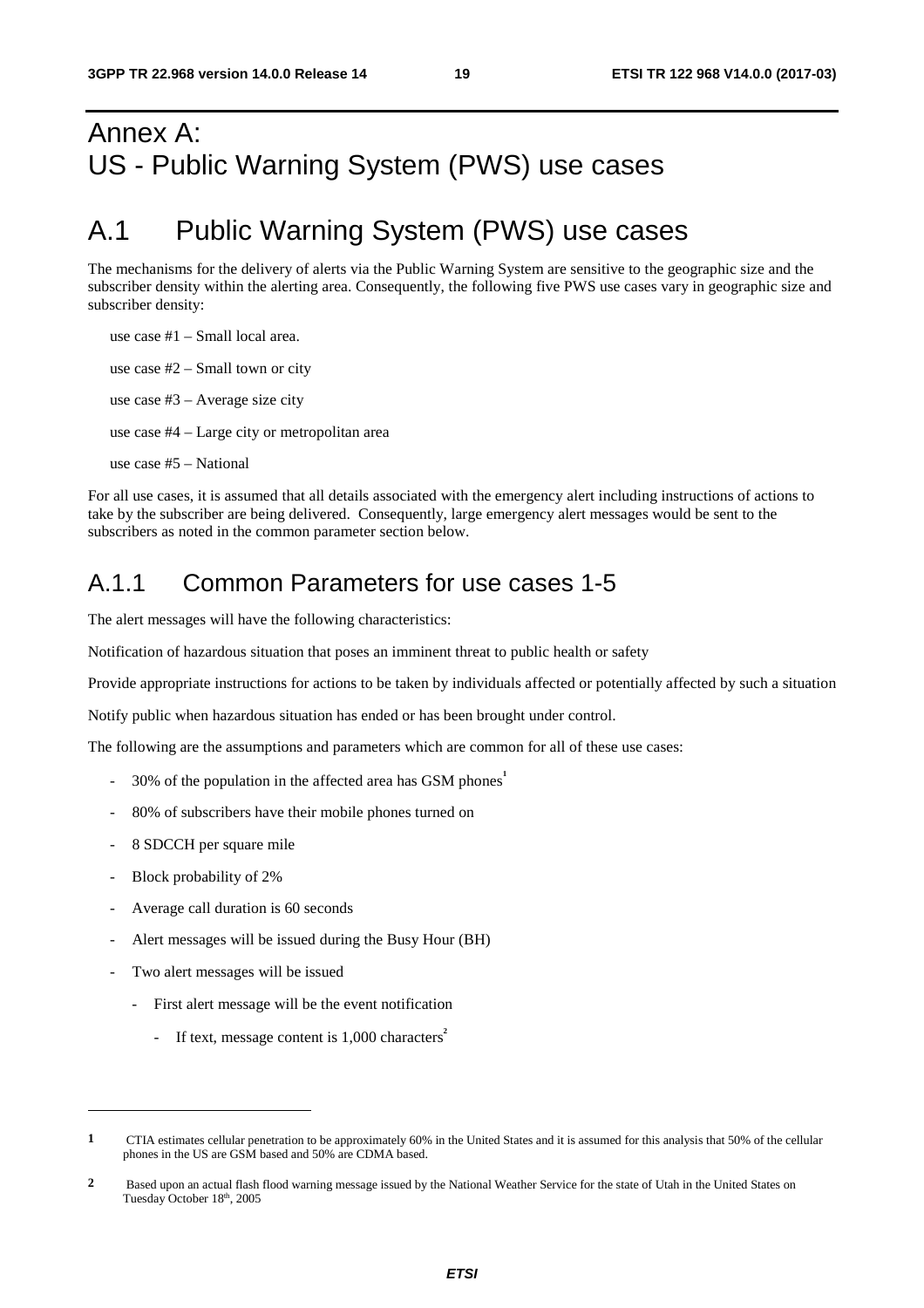# Annex A: US - Public Warning System (PWS) use cases

# A.1 Public Warning System (PWS) use cases

The mechanisms for the delivery of alerts via the Public Warning System are sensitive to the geographic size and the subscriber density within the alerting area. Consequently, the following five PWS use cases vary in geographic size and subscriber density:

use case #1 – Small local area.

use case #2 – Small town or city

use case #3 – Average size city

use case #4 – Large city or metropolitan area

use case #5 – National

For all use cases, it is assumed that all details associated with the emergency alert including instructions of actions to take by the subscriber are being delivered. Consequently, large emergency alert messages would be sent to the subscribers as noted in the common parameter section below.

## A.1.1 Common Parameters for use cases 1-5

The alert messages will have the following characteristics:

Notification of hazardous situation that poses an imminent threat to public health or safety

Provide appropriate instructions for actions to be taken by individuals affected or potentially affected by such a situation

Notify public when hazardous situation has ended or has been brought under control.

The following are the assumptions and parameters which are common for all of these use cases:

- 30% of the population in the affected area has GSM phones[1]
- 80% of subscribers have their mobile phones turned on
- 8 SDCCH per square mile
- Block probability of 2%
- Average call duration is 60 seconds
- Alert messages will be issued during the Busy Hour (BH)
- Two alert messages will be issued
  - First alert message will be the event notification
    - If text, message content is 1,000 characters[2]

---

**1** CTIA estimates cellular penetration to be approximately 60% in the United States and it is assumed for this analysis that 50% of the cellular phones in the US are GSM based and 50% are CDMA based.

**2** Based upon an actual flash flood warning message issued by the National Weather Service for the state of Utah in the United States on Tuesday October 18th, 2005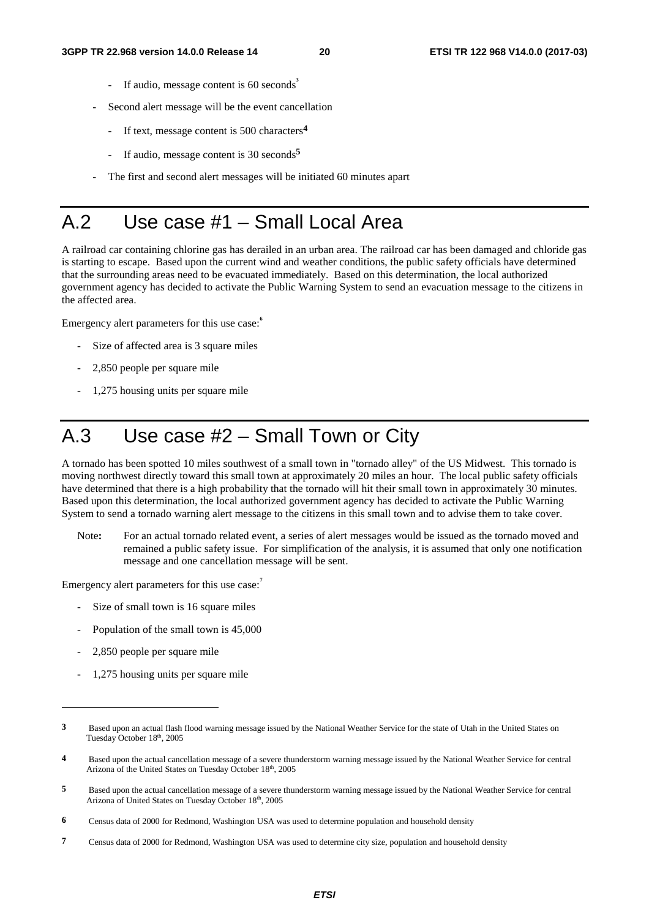- If audio, message content is 60 seconds[3]

- Second alert message will be the event cancellation

    - If text, message content is 500 characters[4]

    - If audio, message content is 30 seconds[5]

- The first and second alert messages will be initiated 60 minutes apart

# A.2 Use case #1 – Small Local Area

A railroad car containing chlorine gas has derailed in an urban area. The railroad car has been damaged and chloride gas is starting to escape. Based upon the current wind and weather conditions, the public safety officials have determined that the surrounding areas need to be evacuated immediately. Based on this determination, the local authorized government agency has decided to activate the Public Warning System to send an evacuation message to the citizens in the affected area.

Emergency alert parameters for this use case:[6]

- Size of affected area is 3 square miles
- 2,850 people per square mile
- 1,275 housing units per square mile

# A.3 Use case #2 – Small Town or City

A tornado has been spotted 10 miles southwest of a small town in "tornado alley" of the US Midwest. This tornado is moving northwest directly toward this small town at approximately 20 miles an hour. The local public safety officials have determined that there is a high probability that the tornado will hit their small town in approximately 30 minutes. Based upon this determination, the local authorized government agency has decided to activate the Public Warning System to send a tornado warning alert message to the citizens in this small town and to advise them to take cover.

> Note**:** For an actual tornado related event, a series of alert messages would be issued as the tornado moved and remained a public safety issue. For simplification of the analysis, it is assumed that only one notification message and one cancellation message will be sent.

Emergency alert parameters for this use case:[7]

- Size of small town is 16 square miles
- Population of the small town is 45,000
- 2,850 people per square mile
- 1,275 housing units per square mile

---

**3** Based upon an actual flash flood warning message issued by the National Weather Service for the state of Utah in the United States on Tuesday October 18th, 2005

**4** Based upon the actual cancellation message of a severe thunderstorm warning message issued by the National Weather Service for central Arizona of the United States on Tuesday October 18th, 2005

**5** Based upon the actual cancellation message of a severe thunderstorm warning message issued by the National Weather Service for central Arizona of United States on Tuesday October 18th, 2005

**6** Census data of 2000 for Redmond, Washington USA was used to determine population and household density

**7** Census data of 2000 for Redmond, Washington USA was used to determine city size, population and household density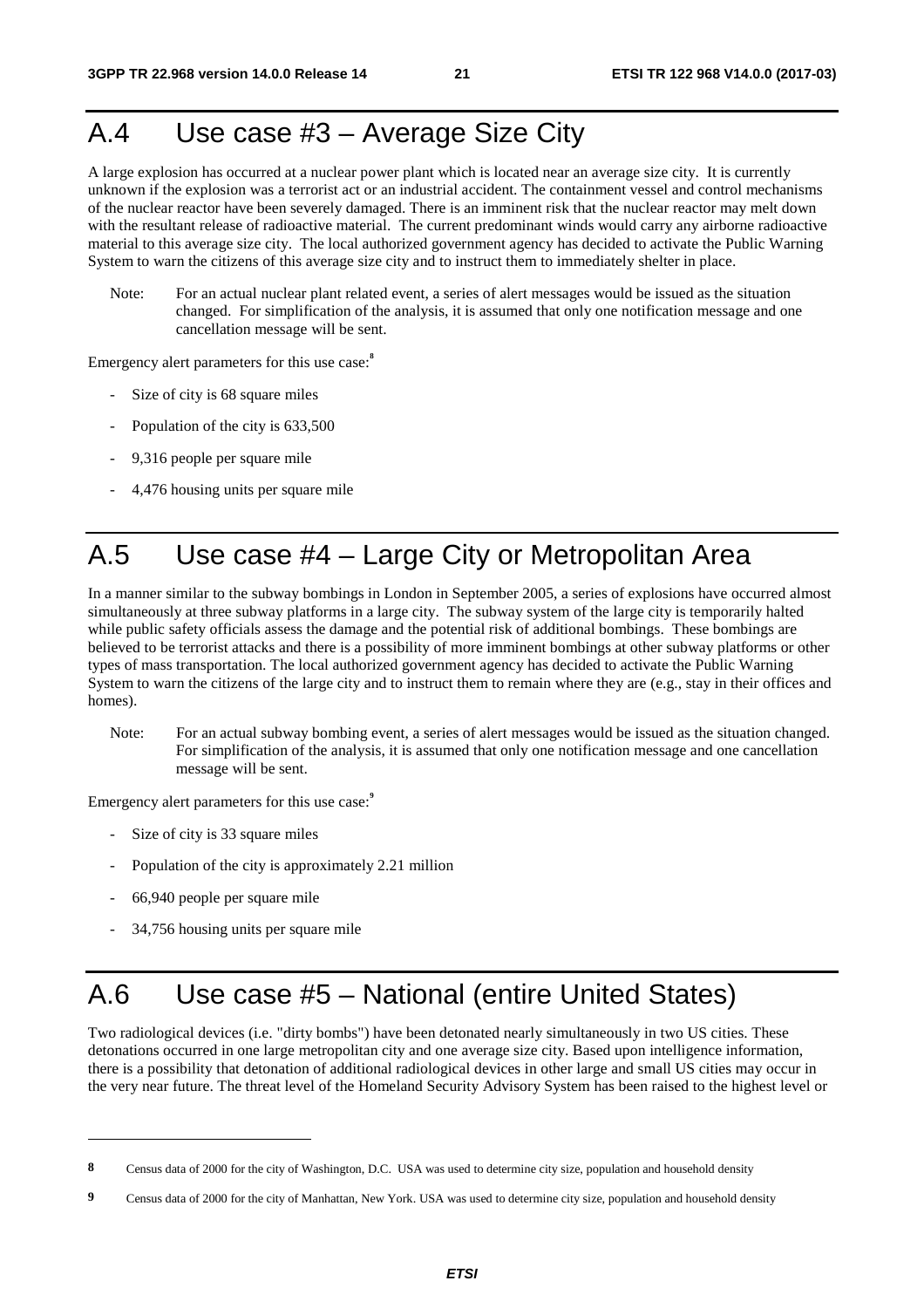# A.4 Use case #3 – Average Size City

A large explosion has occurred at a nuclear power plant which is located near an average size city. It is currently unknown if the explosion was a terrorist act or an industrial accident. The containment vessel and control mechanisms of the nuclear reactor have been severely damaged. There is an imminent risk that the nuclear reactor may melt down with the resultant release of radioactive material. The current predominant winds would carry any airborne radioactive material to this average size city. The local authorized government agency has decided to activate the Public Warning System to warn the citizens of this average size city and to instruct them to immediately shelter in place.

Note: For an actual nuclear plant related event, a series of alert messages would be issued as the situation changed. For simplification of the analysis, it is assumed that only one notification message and one cancellation message will be sent.

Emergency alert parameters for this use case:[8]

- Size of city is 68 square miles
- Population of the city is 633,500
- 9,316 people per square mile
- 4,476 housing units per square mile

# A.5 Use case #4 – Large City or Metropolitan Area

In a manner similar to the subway bombings in London in September 2005, a series of explosions have occurred almost simultaneously at three subway platforms in a large city. The subway system of the large city is temporarily halted while public safety officials assess the damage and the potential risk of additional bombings. These bombings are believed to be terrorist attacks and there is a possibility of more imminent bombings at other subway platforms or other types of mass transportation. The local authorized government agency has decided to activate the Public Warning System to warn the citizens of the large city and to instruct them to remain where they are (e.g., stay in their offices and homes).

Note: For an actual subway bombing event, a series of alert messages would be issued as the situation changed. For simplification of the analysis, it is assumed that only one notification message and one cancellation message will be sent.

Emergency alert parameters for this use case:[9]

- Size of city is 33 square miles
- Population of the city is approximately 2.21 million
- 66,940 people per square mile
- 34,756 housing units per square mile

# A.6 Use case #5 – National (entire United States)

Two radiological devices (i.e. "dirty bombs") have been detonated nearly simultaneously in two US cities. These detonations occurred in one large metropolitan city and one average size city. Based upon intelligence information, there is a possibility that detonation of additional radiological devices in other large and small US cities may occur in the very near future. The threat level of the Homeland Security Advisory System has been raised to the highest level or

---

[8] Census data of 2000 for the city of Washington, D.C. USA was used to determine city size, population and household density

[9] Census data of 2000 for the city of Manhattan, New York. USA was used to determine city size, population and household density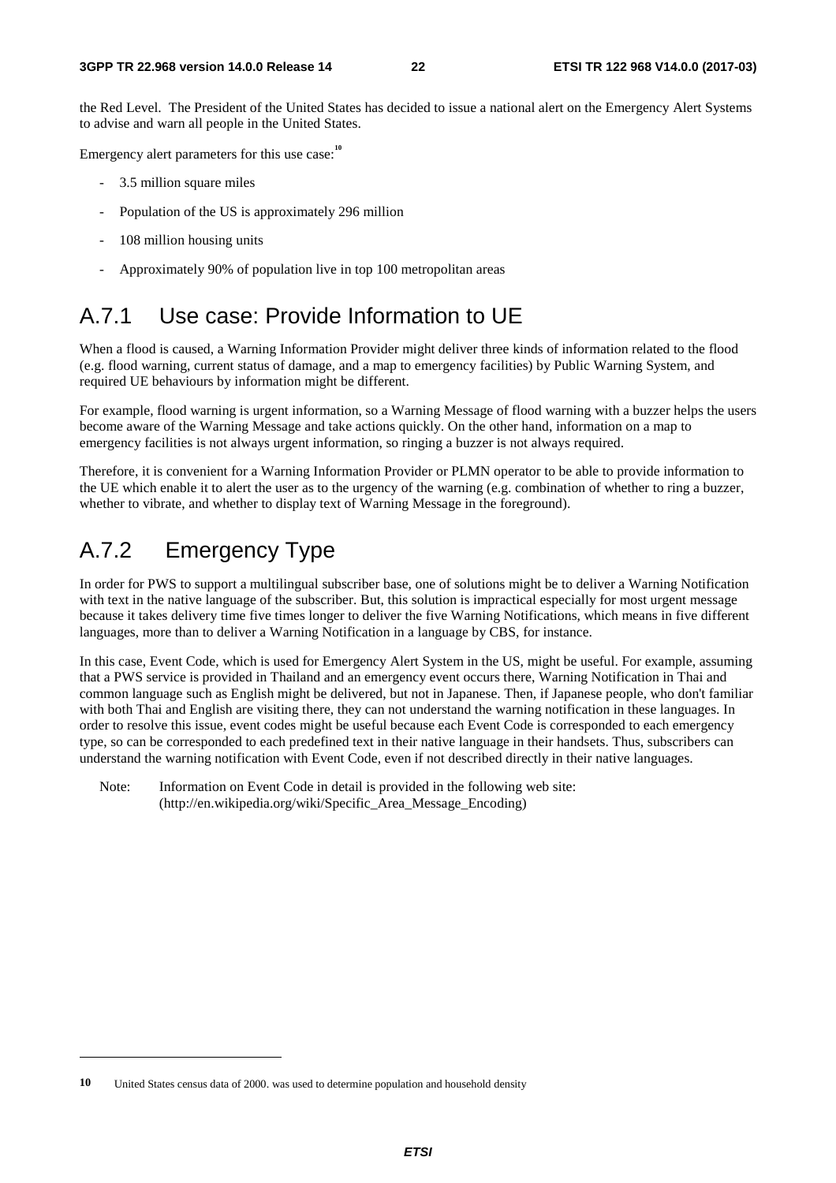the Red Level. The President of the United States has decided to issue a national alert on the Emergency Alert Systems to advise and warn all people in the United States.

Emergency alert parameters for this use case:[10]

- 3.5 million square miles
- Population of the US is approximately 296 million
- 108 million housing units
- Approximately 90% of population live in top 100 metropolitan areas

## A.7.1 Use case: Provide Information to UE

When a flood is caused, a Warning Information Provider might deliver three kinds of information related to the flood (e.g. flood warning, current status of damage, and a map to emergency facilities) by Public Warning System, and required UE behaviours by information might be different.

For example, flood warning is urgent information, so a Warning Message of flood warning with a buzzer helps the users become aware of the Warning Message and take actions quickly. On the other hand, information on a map to emergency facilities is not always urgent information, so ringing a buzzer is not always required.

Therefore, it is convenient for a Warning Information Provider or PLMN operator to be able to provide information to the UE which enable it to alert the user as to the urgency of the warning (e.g. combination of whether to ring a buzzer, whether to vibrate, and whether to display text of Warning Message in the foreground).

## A.7.2 Emergency Type

In order for PWS to support a multilingual subscriber base, one of solutions might be to deliver a Warning Notification with text in the native language of the subscriber. But, this solution is impractical especially for most urgent message because it takes delivery time five times longer to deliver the five Warning Notifications, which means in five different languages, more than to deliver a Warning Notification in a language by CBS, for instance.

In this case, Event Code, which is used for Emergency Alert System in the US, might be useful. For example, assuming that a PWS service is provided in Thailand and an emergency event occurs there, Warning Notification in Thai and common language such as English might be delivered, but not in Japanese. Then, if Japanese people, who don't familiar with both Thai and English are visiting there, they can not understand the warning notification in these languages. In order to resolve this issue, event codes might be useful because each Event Code is corresponded to each emergency type, so can be corresponded to each predefined text in their native language in their handsets. Thus, subscribers can understand the warning notification with Event Code, even if not described directly in their native languages.

Note: Information on Event Code in detail is provided in the following web site: (http://en.wikipedia.org/wiki/Specific_Area_Message_Encoding)

---

[10] United States census data of 2000. was used to determine population and household density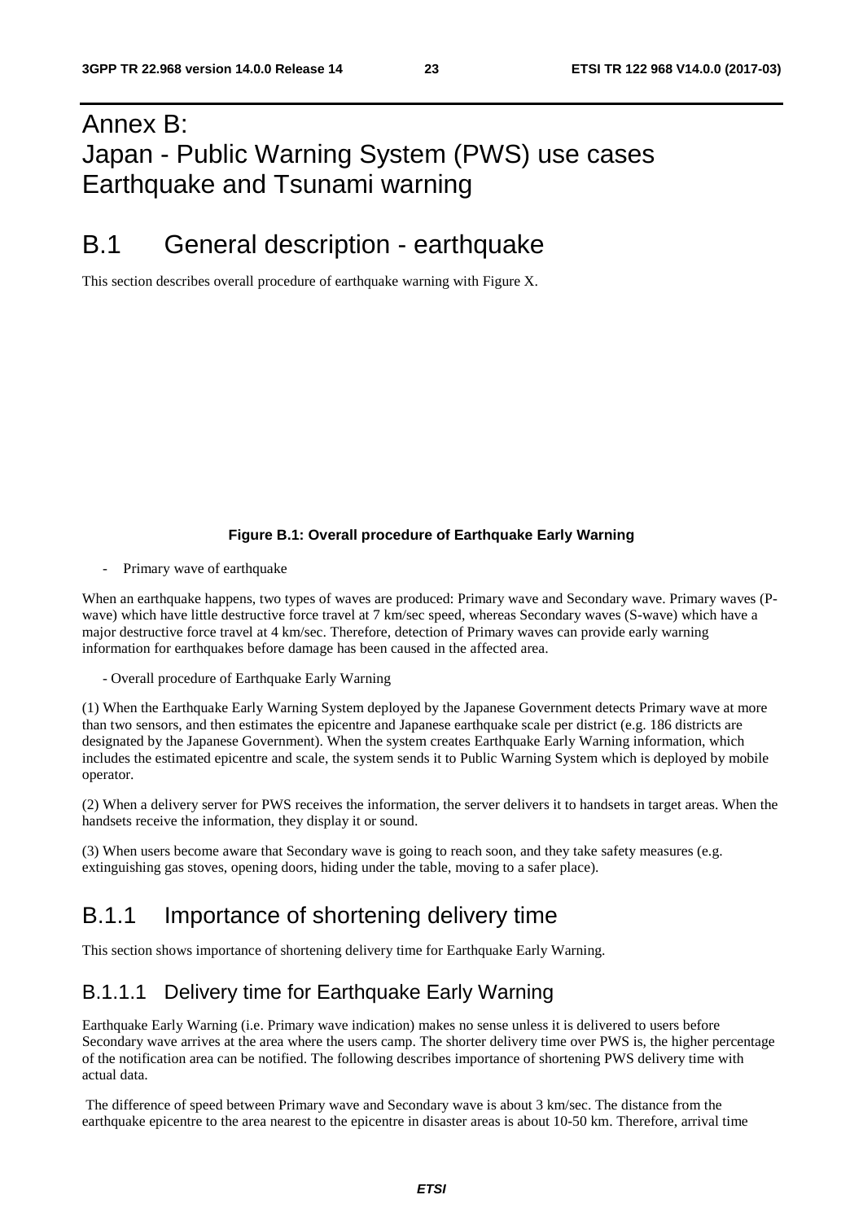# Annex B: Japan - Public Warning System (PWS) use cases Earthquake and Tsunami warning

# B.1 General description - earthquake

This section describes overall procedure of earthquake warning with Figure X.

**Figure B.1: Overall procedure of Earthquake Early Warning**

- Primary wave of earthquake

When an earthquake happens, two types of waves are produced: Primary wave and Secondary wave. Primary waves (P-wave) which have little destructive force travel at 7 km/sec speed, whereas Secondary waves (S-wave) which have a major destructive force travel at 4 km/sec. Therefore, detection of Primary waves can provide early warning information for earthquakes before damage has been caused in the affected area.

- Overall procedure of Earthquake Early Warning

(1) When the Earthquake Early Warning System deployed by the Japanese Government detects Primary wave at more than two sensors, and then estimates the epicentre and Japanese earthquake scale per district (e.g. 186 districts are designated by the Japanese Government). When the system creates Earthquake Early Warning information, which includes the estimated epicentre and scale, the system sends it to Public Warning System which is deployed by mobile operator.

(2) When a delivery server for PWS receives the information, the server delivers it to handsets in target areas. When the handsets receive the information, they display it or sound.

(3) When users become aware that Secondary wave is going to reach soon, and they take safety measures (e.g. extinguishing gas stoves, opening doors, hiding under the table, moving to a safer place).

## B.1.1 Importance of shortening delivery time

This section shows importance of shortening delivery time for Earthquake Early Warning.

### B.1.1.1 Delivery time for Earthquake Early Warning

Earthquake Early Warning (i.e. Primary wave indication) makes no sense unless it is delivered to users before Secondary wave arrives at the area where the users camp. The shorter delivery time over PWS is, the higher percentage of the notification area can be notified. The following describes importance of shortening PWS delivery time with actual data.

The difference of speed between Primary wave and Secondary wave is about 3 km/sec. The distance from the earthquake epicentre to the area nearest to the epicentre in disaster areas is about 10-50 km. Therefore, arrival time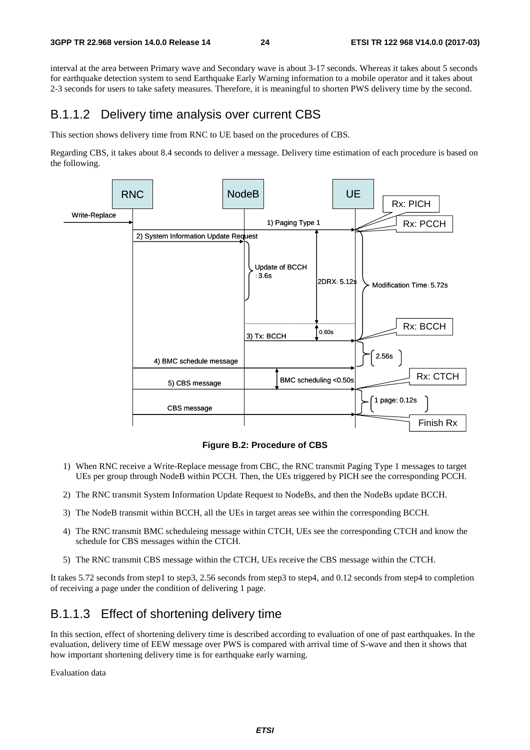interval at the area between Primary wave and Secondary wave is about 3-17 seconds. Whereas it takes about 5 seconds for earthquake detection system to send Earthquake Early Warning information to a mobile operator and it takes about 2-3 seconds for users to take safety measures. Therefore, it is meaningful to shorten PWS delivery time by the second.

## B.1.1.2 Delivery time analysis over current CBS

This section shows delivery time from RNC to UE based on the procedures of CBS.

Regarding CBS, it takes about 8.4 seconds to deliver a message. Delivery time estimation of each procedure is based on the following.

**Figure B.2: Procedure of CBS**

1) When RNC receive a Write-Replace message from CBC, the RNC transmit Paging Type 1 messages to target UEs per group through NodeB within PCCH. Then, the UEs triggered by PICH see the corresponding PCCH.

2) The RNC transmit System Information Update Request to NodeBs, and then the NodeBs update BCCH.

3) The NodeB transmit within BCCH, all the UEs in target areas see within the corresponding BCCH.

4) The RNC transmit BMC scheduleing message within CTCH, UEs see the corresponding CTCH and know the schedule for CBS messages within the CTCH.

5) The RNC transmit CBS message within the CTCH, UEs receive the CBS message within the CTCH.

It takes 5.72 seconds from step1 to step3, 2.56 seconds from step3 to step4, and 0.12 seconds from step4 to completion of receiving a page under the condition of delivering 1 page.

## B.1.1.3 Effect of shortening delivery time

In this section, effect of shortening delivery time is described according to evaluation of one of past earthquakes. In the evaluation, delivery time of EEW message over PWS is compared with arrival time of S-wave and then it shows that how important shortening delivery time is for earthquake early warning.

Evaluation data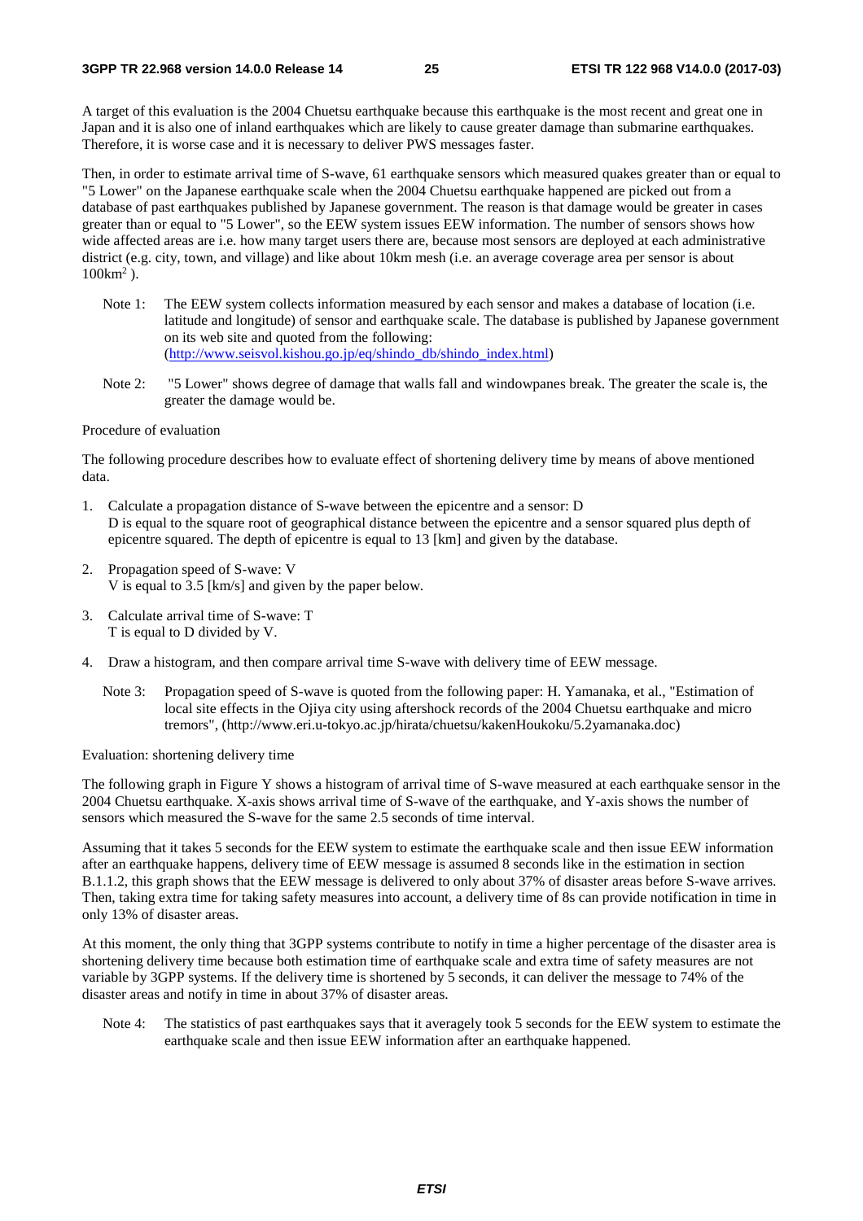A target of this evaluation is the 2004 Chuetsu earthquake because this earthquake is the most recent and great one in Japan and it is also one of inland earthquakes which are likely to cause greater damage than submarine earthquakes. Therefore, it is worse case and it is necessary to deliver PWS messages faster.

Then, in order to estimate arrival time of S-wave, 61 earthquake sensors which measured quakes greater than or equal to "5 Lower" on the Japanese earthquake scale when the 2004 Chuetsu earthquake happened are picked out from a database of past earthquakes published by Japanese government. The reason is that damage would be greater in cases greater than or equal to "5 Lower", so the EEW system issues EEW information. The number of sensors shows how wide affected areas are i.e. how many target users there are, because most sensors are deployed at each administrative district (e.g. city, town, and village) and like about 10km mesh (i.e. an average coverage area per sensor is about $100km^2$ ).

Note 1: The EEW system collects information measured by each sensor and makes a database of location (i.e. latitude and longitude) of sensor and earthquake scale. The database is published by Japanese government on its web site and quoted from the following: (http://www.seisvol.kishou.go.jp/eq/shindo_db/shindo_index.html)

Note 2: "5 Lower" shows degree of damage that walls fall and windowpanes break. The greater the scale is, the greater the damage would be.

Procedure of evaluation

The following procedure describes how to evaluate effect of shortening delivery time by means of above mentioned data.

1. Calculate a propagation distance of S-wave between the epicentre and a sensor: D
   D is equal to the square root of geographical distance between the epicentre and a sensor squared plus depth of epicentre squared. The depth of epicentre is equal to 13 [km] and given by the database.
2. Propagation speed of S-wave: V
   V is equal to 3.5 [km/s] and given by the paper below.
3. Calculate arrival time of S-wave: T
   T is equal to D divided by V.
4. Draw a histogram, and then compare arrival time S-wave with delivery time of EEW message.

   Note 3: Propagation speed of S-wave is quoted from the following paper: H. Yamanaka, et al., "Estimation of local site effects in the Ojiya city using aftershock records of the 2004 Chuetsu earthquake and micro tremors", (http://www.eri.u-tokyo.ac.jp/hirata/chuetsu/kakenHoukoku/5.2yamanaka.doc)

Evaluation: shortening delivery time

The following graph in Figure Y shows a histogram of arrival time of S-wave measured at each earthquake sensor in the 2004 Chuetsu earthquake. X-axis shows arrival time of S-wave of the earthquake, and Y-axis shows the number of sensors which measured the S-wave for the same 2.5 seconds of time interval.

Assuming that it takes 5 seconds for the EEW system to estimate the earthquake scale and then issue EEW information after an earthquake happens, delivery time of EEW message is assumed 8 seconds like in the estimation in section B.1.1.2, this graph shows that the EEW message is delivered to only about 37% of disaster areas before S-wave arrives. Then, taking extra time for taking safety measures into account, a delivery time of 8s can provide notification in time in only 13% of disaster areas.

At this moment, the only thing that 3GPP systems contribute to notify in time a higher percentage of the disaster area is shortening delivery time because both estimation time of earthquake scale and extra time of safety measures are not variable by 3GPP systems. If the delivery time is shortened by 5 seconds, it can deliver the message to 74% of the disaster areas and notify in time in about 37% of disaster areas.

Note 4: The statistics of past earthquakes says that it averagely took 5 seconds for the EEW system to estimate the earthquake scale and then issue EEW information after an earthquake happened.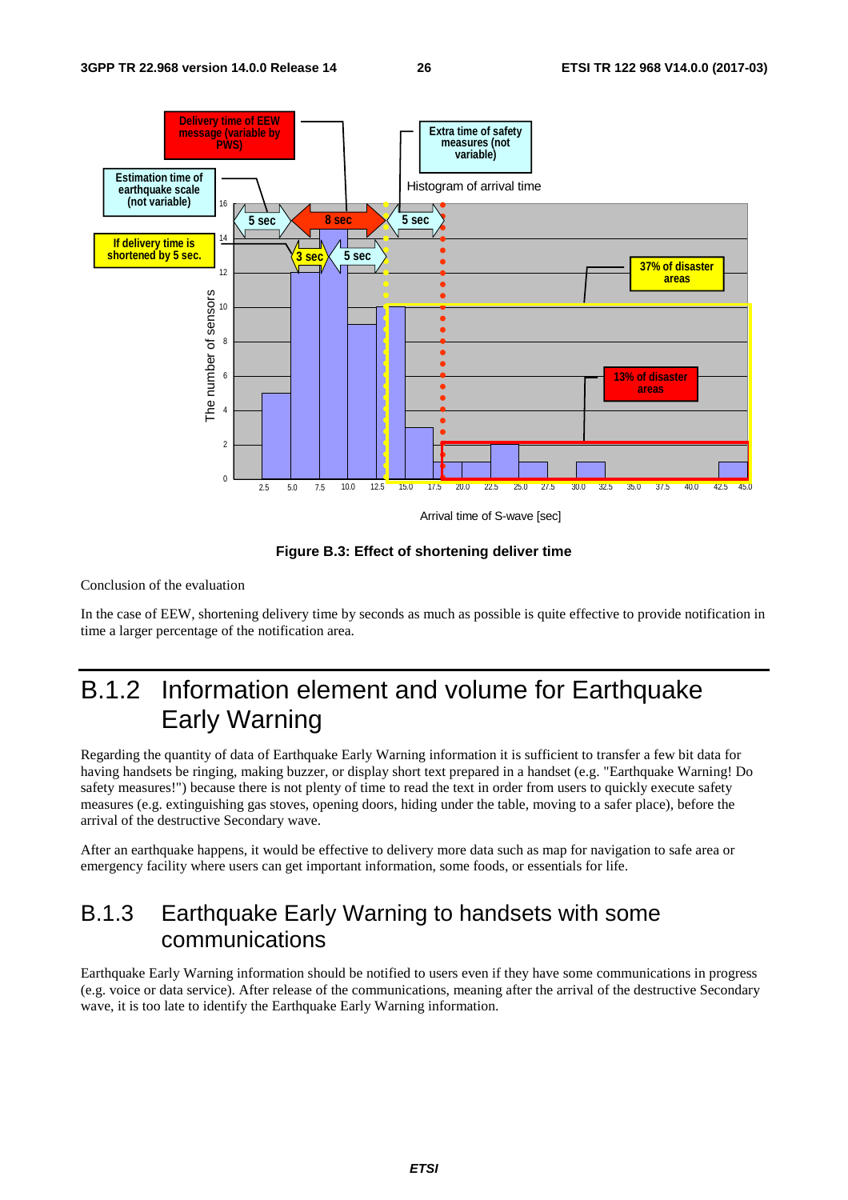**Figure B.3: Effect of shortening deliver time**

Conclusion of the evaluation

In the case of EEW, shortening delivery time by seconds as much as possible is quite effective to provide notification in time a larger percentage of the notification area.

## B.1.2 Information element and volume for Earthquake Early Warning

Regarding the quantity of data of Earthquake Early Warning information it is sufficient to transfer a few bit data for having handsets be ringing, making buzzer, or display short text prepared in a handset (e.g. "Earthquake Warning! Do safety measures!") because there is not plenty of time to read the text in order from users to quickly execute safety measures (e.g. extinguishing gas stoves, opening doors, hiding under the table, moving to a safer place), before the arrival of the destructive Secondary wave.

After an earthquake happens, it would be effective to delivery more data such as map for navigation to safe area or emergency facility where users can get important information, some foods, or essentials for life.

## B.1.3 Earthquake Early Warning to handsets with some communications

Earthquake Early Warning information should be notified to users even if they have some communications in progress (e.g. voice or data service). After release of the communications, meaning after the arrival of the destructive Secondary wave, it is too late to identify the Earthquake Early Warning information.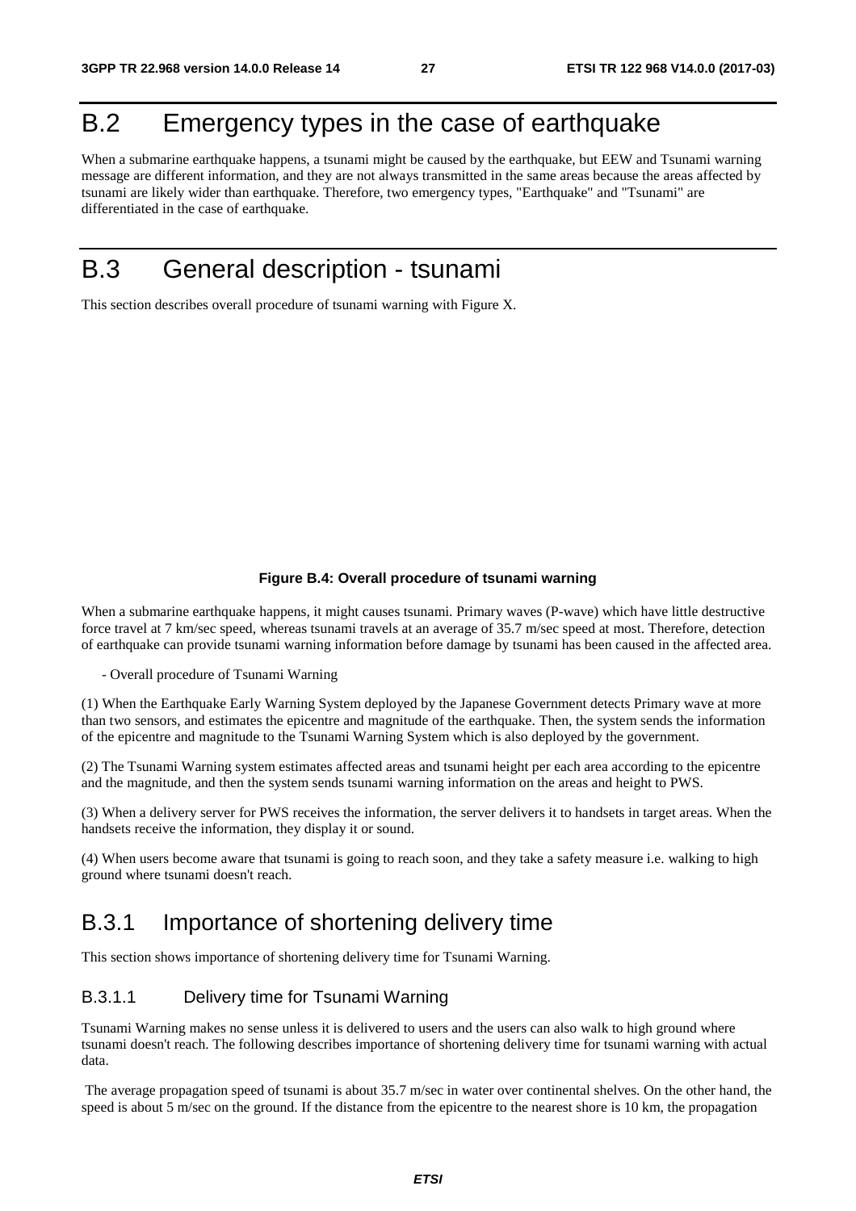# B.2 Emergency types in the case of earthquake

When a submarine earthquake happens, a tsunami might be caused by the earthquake, but EEW and Tsunami warning message are different information, and they are not always transmitted in the same areas because the areas affected by tsunami are likely wider than earthquake. Therefore, two emergency types, "Earthquake" and "Tsunami" are differentiated in the case of earthquake.

# B.3 General description - tsunami

This section describes overall procedure of tsunami warning with Figure X.

**Figure B.4: Overall procedure of tsunami warning**

When a submarine earthquake happens, it might causes tsunami. Primary waves (P-wave) which have little destructive force travel at 7 km/sec speed, whereas tsunami travels at an average of 35.7 m/sec speed at most. Therefore, detection of earthquake can provide tsunami warning information before damage by tsunami has been caused in the affected area.

- Overall procedure of Tsunami Warning

(1) When the Earthquake Early Warning System deployed by the Japanese Government detects Primary wave at more than two sensors, and estimates the epicentre and magnitude of the earthquake. Then, the system sends the information of the epicentre and magnitude to the Tsunami Warning System which is also deployed by the government.

(2) The Tsunami Warning system estimates affected areas and tsunami height per each area according to the epicentre and the magnitude, and then the system sends tsunami warning information on the areas and height to PWS.

(3) When a delivery server for PWS receives the information, the server delivers it to handsets in target areas. When the handsets receive the information, they display it or sound.

(4) When users become aware that tsunami is going to reach soon, and they take a safety measure i.e. walking to high ground where tsunami doesn't reach.

## B.3.1 Importance of shortening delivery time

This section shows importance of shortening delivery time for Tsunami Warning.

### B.3.1.1 Delivery time for Tsunami Warning

Tsunami Warning makes no sense unless it is delivered to users and the users can also walk to high ground where tsunami doesn't reach. The following describes importance of shortening delivery time for tsunami warning with actual data.

The average propagation speed of tsunami is about 35.7 m/sec in water over continental shelves. On the other hand, the speed is about 5 m/sec on the ground. If the distance from the epicentre to the nearest shore is 10 km, the propagation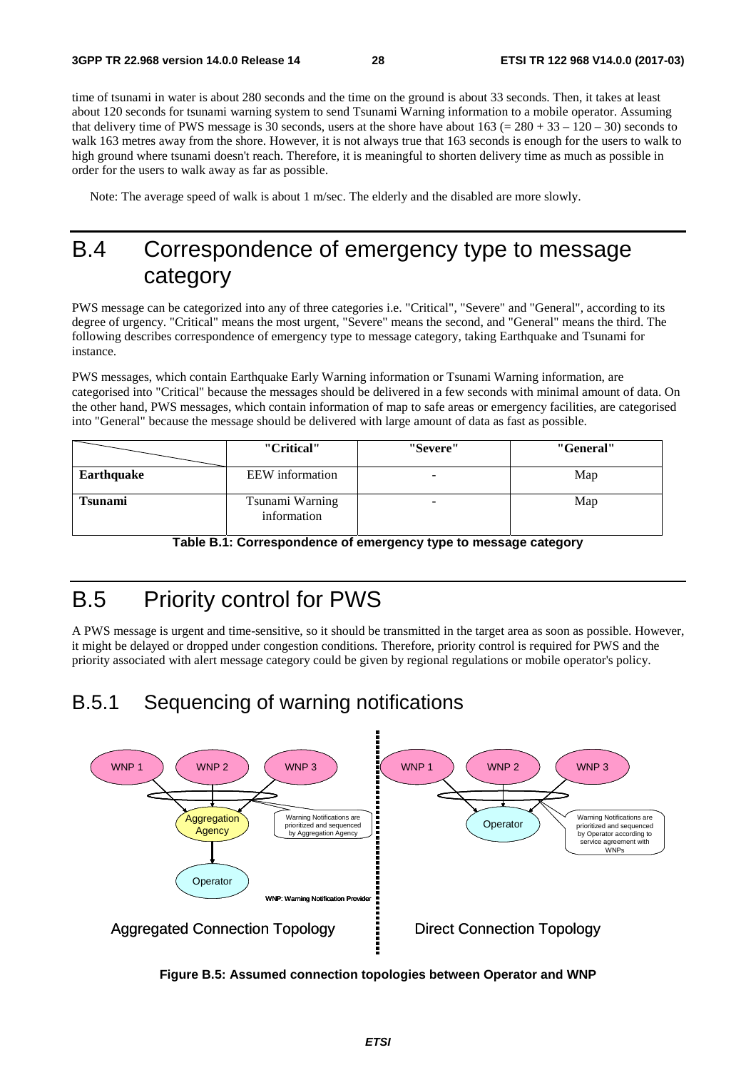time of tsunami in water is about 280 seconds and the time on the ground is about 33 seconds. Then, it takes at least about 120 seconds for tsunami warning system to send Tsunami Warning information to a mobile operator. Assuming that delivery time of PWS message is 30 seconds, users at the shore have about 163 (= 280 + 33 – 120 – 30) seconds to walk 163 metres away from the shore. However, it is not always true that 163 seconds is enough for the users to walk to high ground where tsunami doesn't reach. Therefore, it is meaningful to shorten delivery time as much as possible in order for the users to walk away as far as possible.

Note: The average speed of walk is about 1 m/sec. The elderly and the disabled are more slowly.

# B.4 Correspondence of emergency type to message category

PWS message can be categorized into any of three categories i.e. "Critical", "Severe" and "General", according to its degree of urgency. "Critical" means the most urgent, "Severe" means the second, and "General" means the third. The following describes correspondence of emergency type to message category, taking Earthquake and Tsunami for instance.

PWS messages, which contain Earthquake Early Warning information or Tsunami Warning information, are categorised into "Critical" because the messages should be delivered in a few seconds with minimal amount of data. On the other hand, PWS messages, which contain information of map to safe areas or emergency facilities, are categorised into "General" because the message should be delivered with large amount of data as fast as possible.

| | **"Critical"** | **"Severe"** | **"General"** |
|---|---|---|---|
| **Earthquake** | EEW information | - | Map |
| **Tsunami** | Tsunami Warning information | - | Map |

**Table B.1: Correspondence of emergency type to message category**

# B.5 Priority control for PWS

A PWS message is urgent and time-sensitive, so it should be transmitted in the target area as soon as possible. However, it might be delayed or dropped under congestion conditions. Therefore, priority control is required for PWS and the priority associated with alert message category could be given by regional regulations or mobile operator's policy.

## B.5.1 Sequencing of warning notifications

WNP 1 WNP 2 WNP 3 → Aggregation Agency → Operator (Warning Notifications are prioritized and sequenced by Aggregation Agency)

WNP: Warning Notification Provider

Aggregated Connection Topology

WNP 1 WNP 2 WNP 3 → Operator (Warning Notifications are prioritized and sequenced by Operator according to service agreement with WNPs)

Direct Connection Topology

**Figure B.5: Assumed connection topologies between Operator and WNP**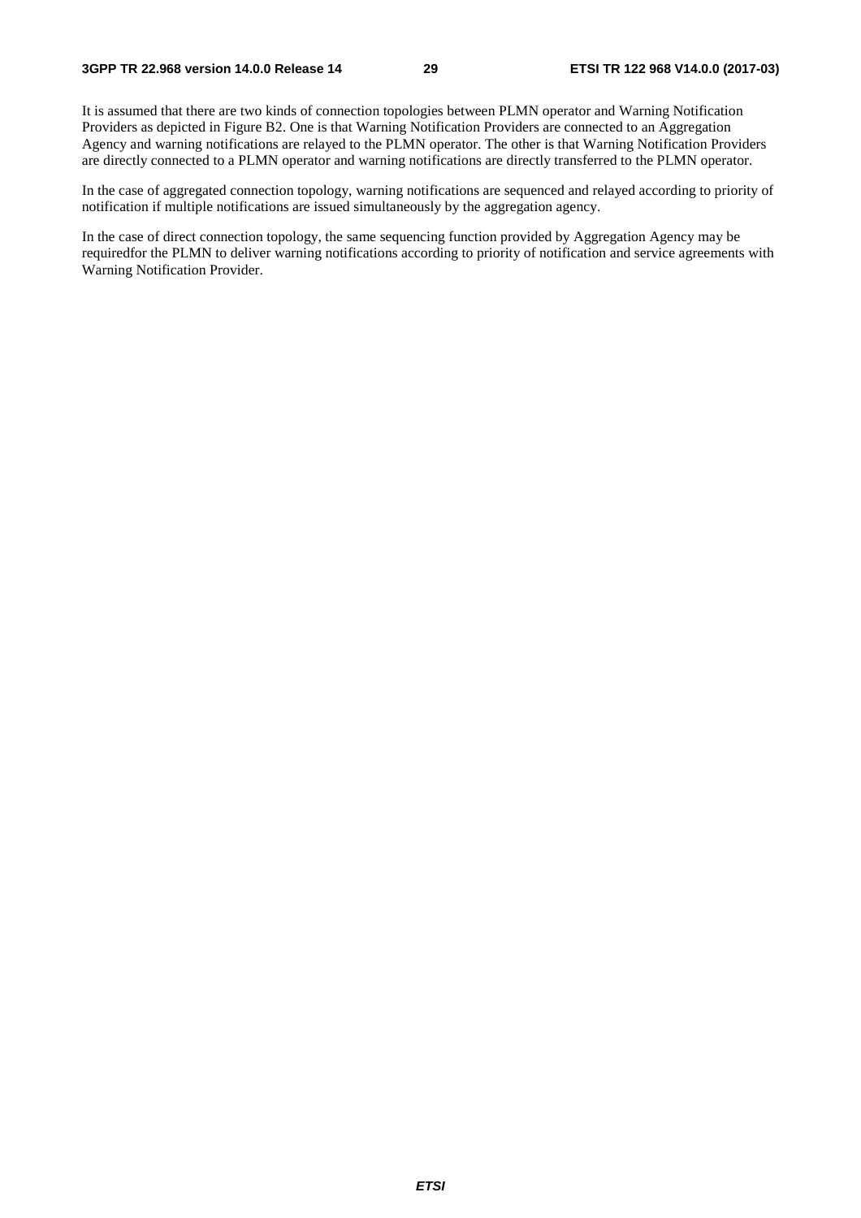It is assumed that there are two kinds of connection topologies between PLMN operator and Warning Notification Providers as depicted in Figure B2. One is that Warning Notification Providers are connected to an Aggregation Agency and warning notifications are relayed to the PLMN operator. The other is that Warning Notification Providers are directly connected to a PLMN operator and warning notifications are directly transferred to the PLMN operator.

In the case of aggregated connection topology, warning notifications are sequenced and relayed according to priority of notification if multiple notifications are issued simultaneously by the aggregation agency.

In the case of direct connection topology, the same sequencing function provided by Aggregation Agency may be requiredfor the PLMN to deliver warning notifications according to priority of notification and service agreements with Warning Notification Provider.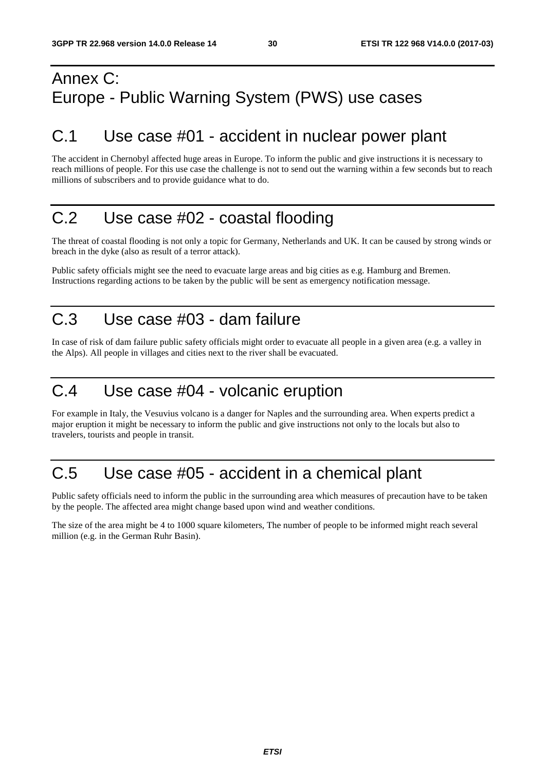# Annex C: Europe - Public Warning System (PWS) use cases

## C.1 Use case #01 - accident in nuclear power plant

The accident in Chernobyl affected huge areas in Europe. To inform the public and give instructions it is necessary to reach millions of people. For this use case the challenge is not to send out the warning within a few seconds but to reach millions of subscribers and to provide guidance what to do.

## C.2 Use case #02 - coastal flooding

The threat of coastal flooding is not only a topic for Germany, Netherlands and UK. It can be caused by strong winds or breach in the dyke (also as result of a terror attack).

Public safety officials might see the need to evacuate large areas and big cities as e.g. Hamburg and Bremen. Instructions regarding actions to be taken by the public will be sent as emergency notification message.

## C.3 Use case #03 - dam failure

In case of risk of dam failure public safety officials might order to evacuate all people in a given area (e.g. a valley in the Alps). All people in villages and cities next to the river shall be evacuated.

## C.4 Use case #04 - volcanic eruption

For example in Italy, the Vesuvius volcano is a danger for Naples and the surrounding area. When experts predict a major eruption it might be necessary to inform the public and give instructions not only to the locals but also to travelers, tourists and people in transit.

## C.5 Use case #05 - accident in a chemical plant

Public safety officials need to inform the public in the surrounding area which measures of precaution have to be taken by the people. The affected area might change based upon wind and weather conditions.

The size of the area might be 4 to 1000 square kilometers, The number of people to be informed might reach several million (e.g. in the German Ruhr Basin).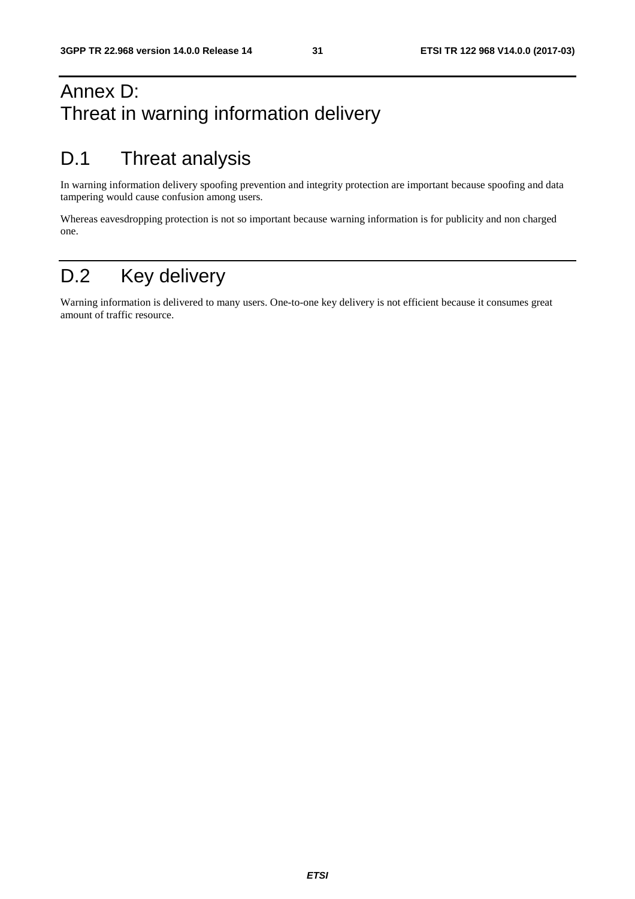# Annex D: Threat in warning information delivery

## D.1 Threat analysis

In warning information delivery spoofing prevention and integrity protection are important because spoofing and data tampering would cause confusion among users.

Whereas eavesdropping protection is not so important because warning information is for publicity and non charged one.

## D.2 Key delivery

Warning information is delivered to many users. One-to-one key delivery is not efficient because it consumes great amount of traffic resource.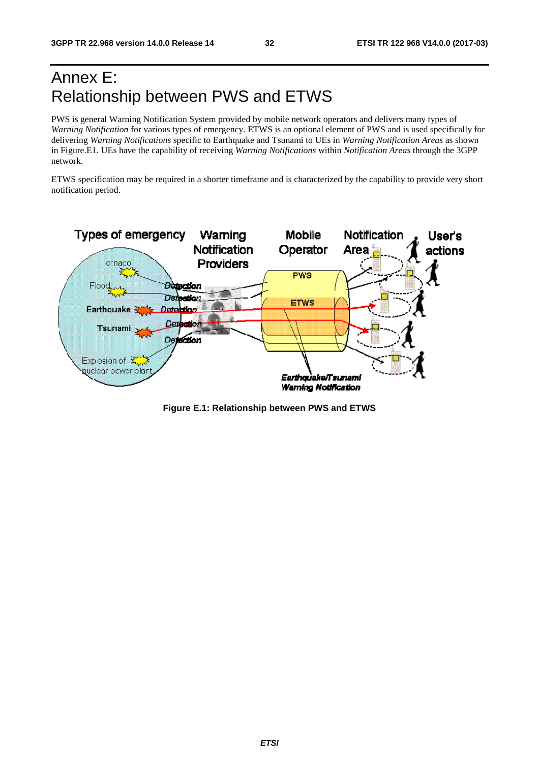# Annex E: Relationship between PWS and ETWS

PWS is general Warning Notification System provided by mobile network operators and delivers many types of *Warning Notification* for various types of emergency. ETWS is an optional element of PWS and is used specifically for delivering *Warning Notifications* specific to Earthquake and Tsunami to UEs in *Warning Notification Areas* as shown in Figure.E1. UEs have the capability of receiving *Warning Notifications* within *Notification Areas* through the 3GPP network.

ETWS specification may be required in a shorter timeframe and is characterized by the capability to provide very short notification period.

**Figure E.1: Relationship between PWS and ETWS**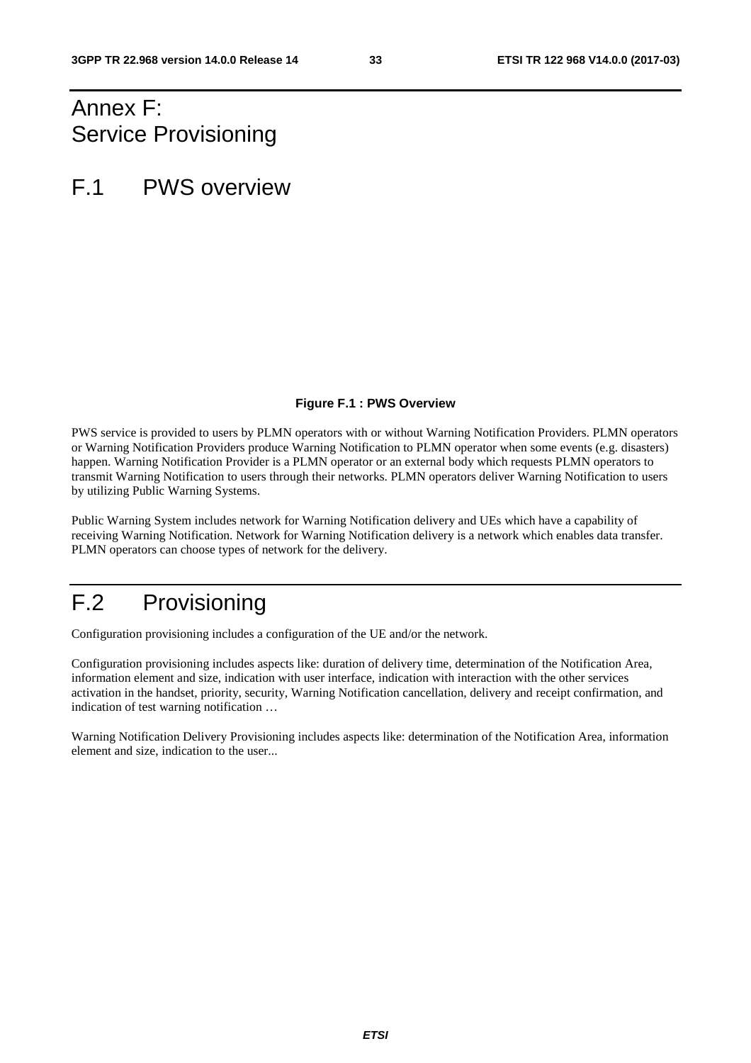# Annex F: Service Provisioning

# F.1 PWS overview

**Figure F.1 : PWS Overview**

PWS service is provided to users by PLMN operators with or without Warning Notification Providers. PLMN operators or Warning Notification Providers produce Warning Notification to PLMN operator when some events (e.g. disasters) happen. Warning Notification Provider is a PLMN operator or an external body which requests PLMN operators to transmit Warning Notification to users through their networks. PLMN operators deliver Warning Notification to users by utilizing Public Warning Systems.

Public Warning System includes network for Warning Notification delivery and UEs which have a capability of receiving Warning Notification. Network for Warning Notification delivery is a network which enables data transfer. PLMN operators can choose types of network for the delivery.

# F.2 Provisioning

Configuration provisioning includes a configuration of the UE and/or the network.

Configuration provisioning includes aspects like: duration of delivery time, determination of the Notification Area, information element and size, indication with user interface, indication with interaction with the other services activation in the handset, priority, security, Warning Notification cancellation, delivery and receipt confirmation, and indication of test warning notification …

Warning Notification Delivery Provisioning includes aspects like: determination of the Notification Area, information element and size, indication to the user...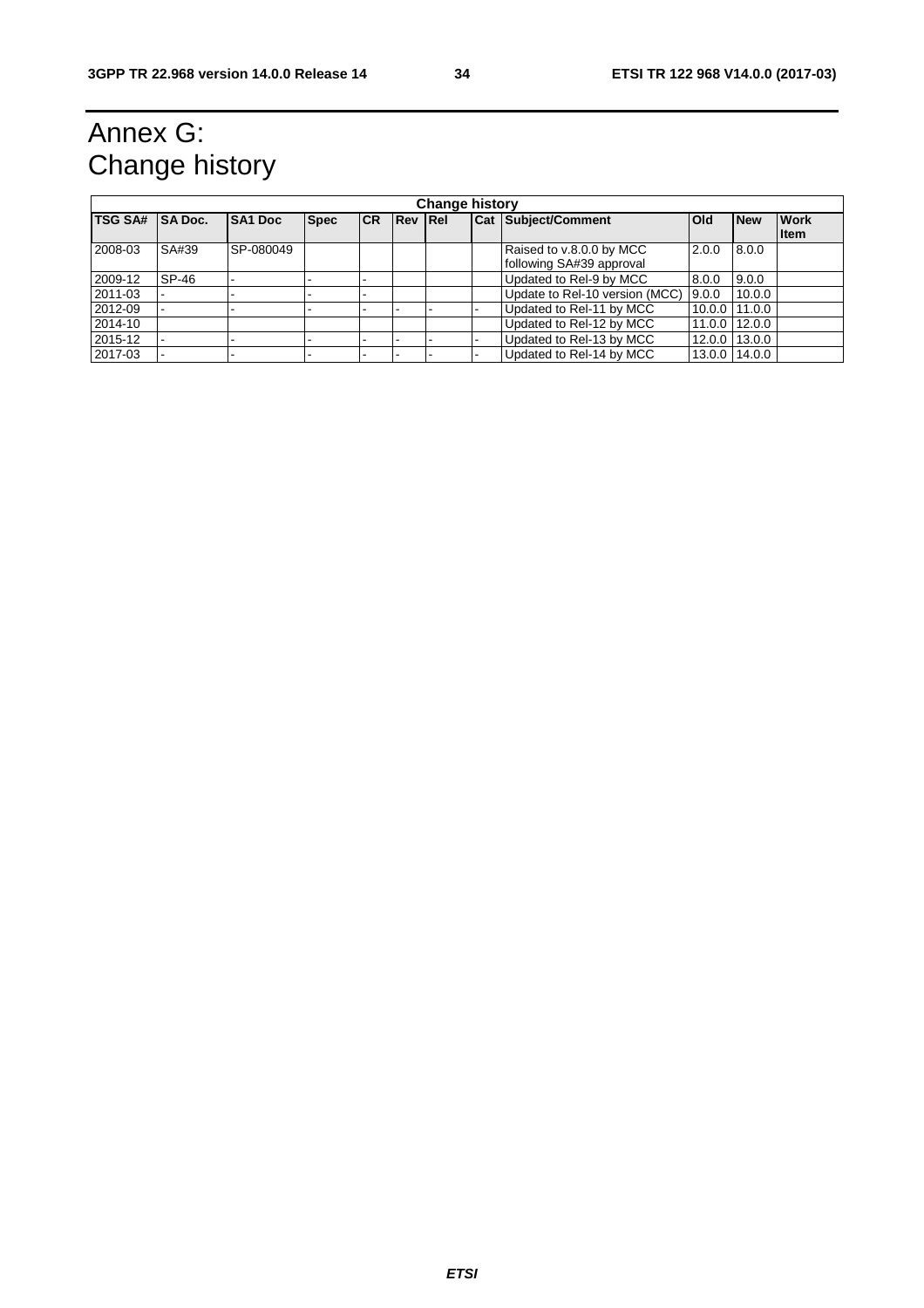# Annex G: Change history

| Change history | | | | | | | | | | | |
|---|---|---|---|---|---|---|---|---|---|---|---|
| **TSG SA#** | **SA Doc.** | **SA1 Doc** | **Spec** | **CR** | **Rev** | **Rel** | **Cat** | **Subject/Comment** | **Old** | **New** | **Work Item** |
| 2008-03 | SA#39 | SP-080049 | | | | | | Raised to v.8.0.0 by MCC following SA#39 approval | 2.0.0 | 8.0.0 | |
| 2009-12 | SP-46 | - | - | - | | | | Updated to Rel-9 by MCC | 8.0.0 | 9.0.0 | |
| 2011-03 | - | - | - | - | | | | Update to Rel-10 version (MCC) | 9.0.0 | 10.0.0 | |
| 2012-09 | - | - | - | - | - | - | - | Updated to Rel-11 by MCC | 10.0.0 | 11.0.0 | |
| 2014-10 | | | | | | | | Updated to Rel-12 by MCC | 11.0.0 | 12.0.0 | |
| 2015-12 | - | - | - | - | - | - | - | Updated to Rel-13 by MCC | 12.0.0 | 13.0.0 | |
| 2017-03 | - | - | - | - | - | - | - | Updated to Rel-14 by MCC | 13.0.0 | 14.0.0 | |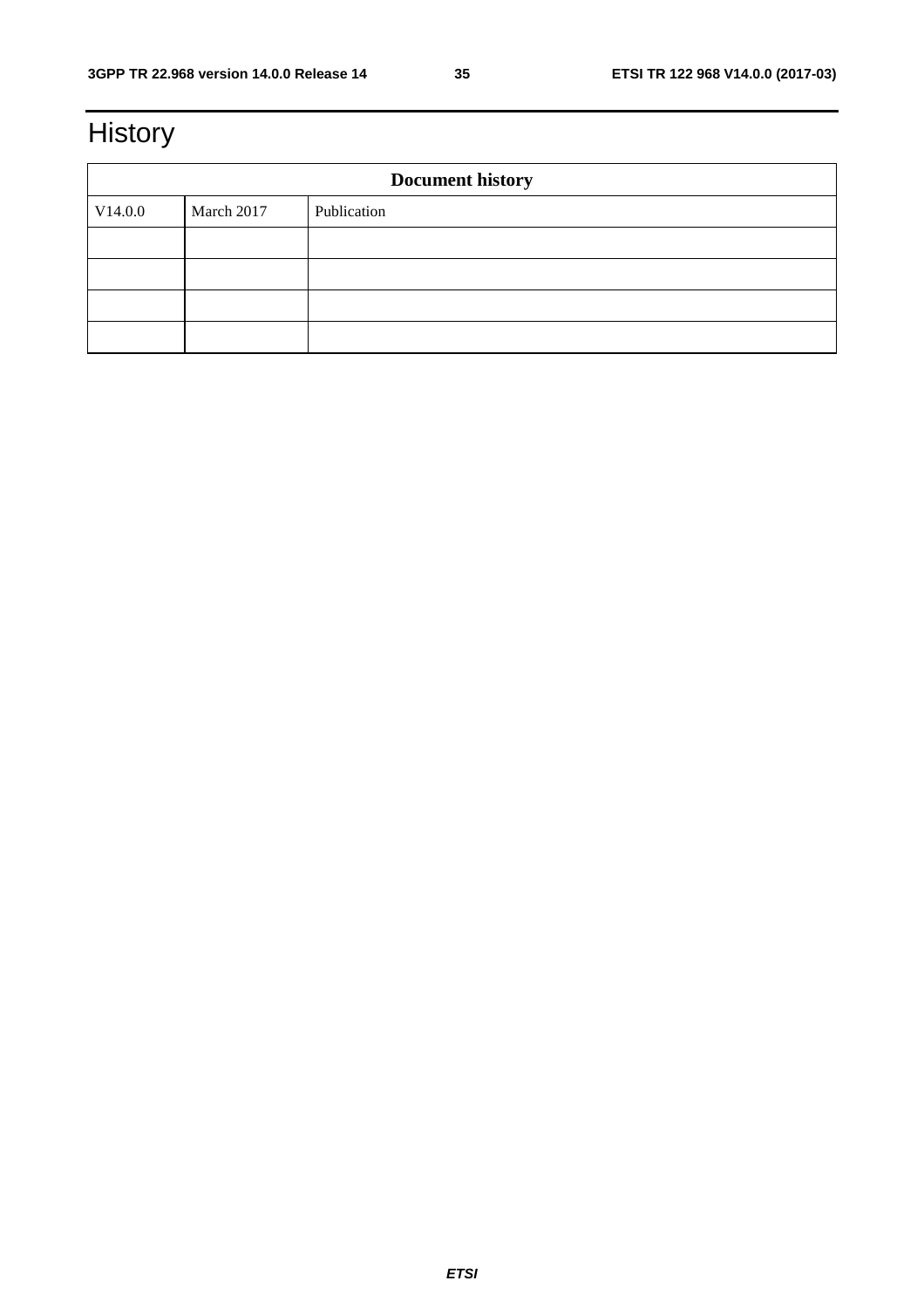# History

| Document history | | |
|---|---|---|
| V14.0.0 | March 2017 | Publication |
| | | |
| | | |
| | | |
| | | |